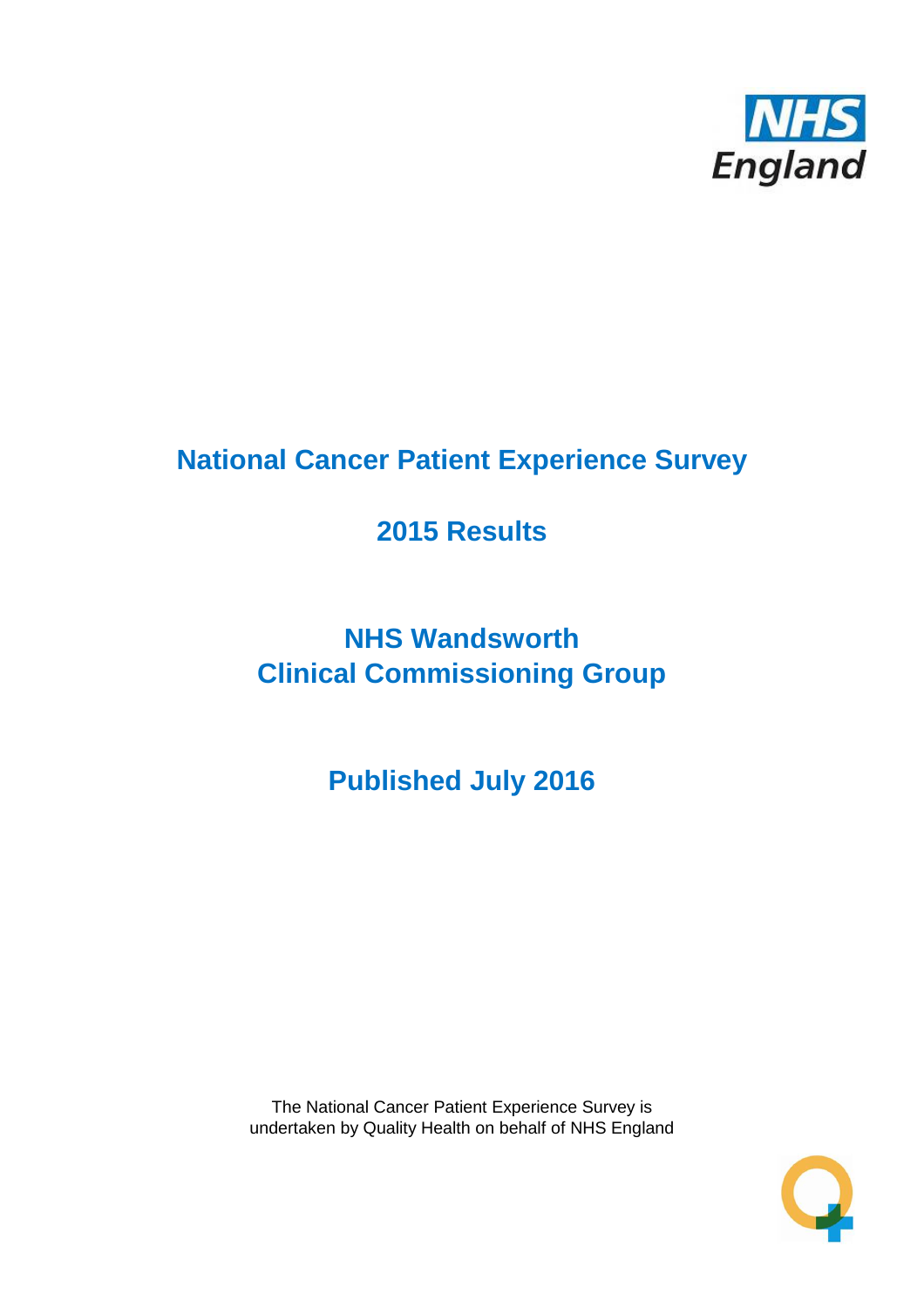# National Cancer Patient Experience Survey

## 2015 Results

## NHS Wandsworth Clinical Commissioning Group

## Published July 2016

The National Cancer Patient Experience Survey is undertaken by Quality Health on behalf of NHS England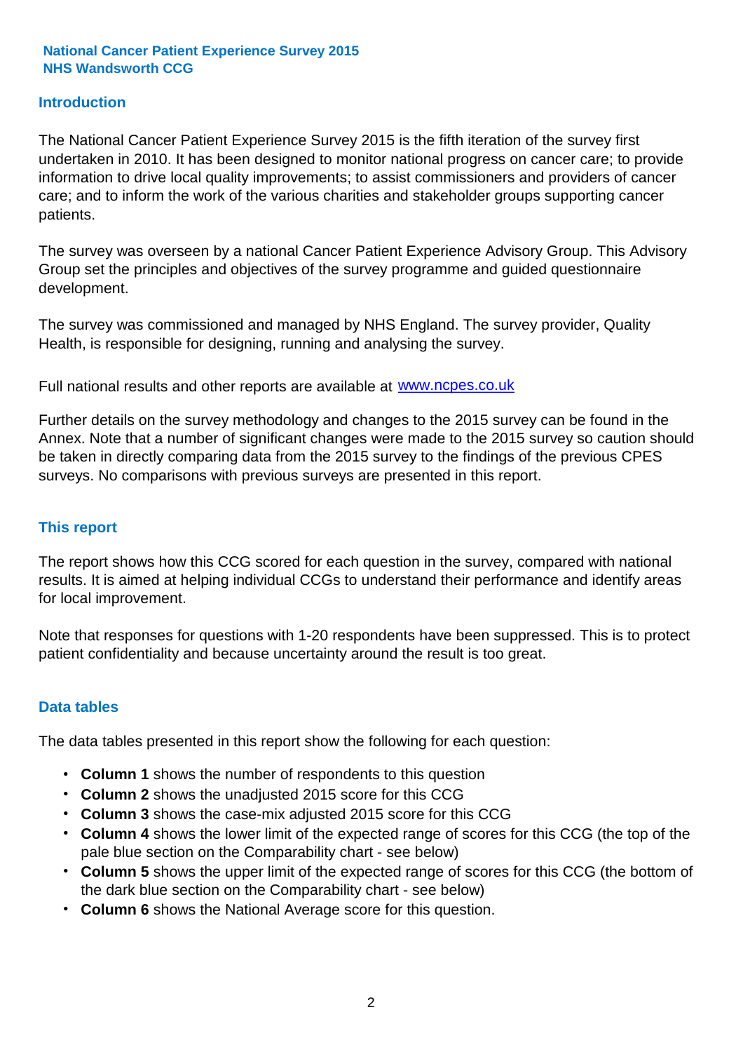**National Cancer Patient Experience Survey 2015**
**NHS Wandsworth CCG**

## Introduction

The National Cancer Patient Experience Survey 2015 is the fifth iteration of the survey first undertaken in 2010. It has been designed to monitor national progress on cancer care; to provide information to drive local quality improvements; to assist commissioners and providers of cancer care; and to inform the work of the various charities and stakeholder groups supporting cancer patients.

The survey was overseen by a national Cancer Patient Experience Advisory Group. This Advisory Group set the principles and objectives of the survey programme and guided questionnaire development.

The survey was commissioned and managed by NHS England. The survey provider, Quality Health, is responsible for designing, running and analysing the survey.

Full national results and other reports are available at www.ncpes.co.uk

Further details on the survey methodology and changes to the 2015 survey can be found in the Annex. Note that a number of significant changes were made to the 2015 survey so caution should be taken in directly comparing data from the 2015 survey to the findings of the previous CPES surveys. No comparisons with previous surveys are presented in this report.

## This report

The report shows how this CCG scored for each question in the survey, compared with national results. It is aimed at helping individual CCGs to understand their performance and identify areas for local improvement.

Note that responses for questions with 1-20 respondents have been suppressed. This is to protect patient confidentiality and because uncertainty around the result is too great.

## Data tables

The data tables presented in this report show the following for each question:

- **Column 1** shows the number of respondents to this question
- **Column 2** shows the unadjusted 2015 score for this CCG
- **Column 3** shows the case-mix adjusted 2015 score for this CCG
- **Column 4** shows the lower limit of the expected range of scores for this CCG (the top of the pale blue section on the Comparability chart - see below)
- **Column 5** shows the upper limit of the expected range of scores for this CCG (the bottom of the dark blue section on the Comparability chart - see below)
- **Column 6** shows the National Average score for this question.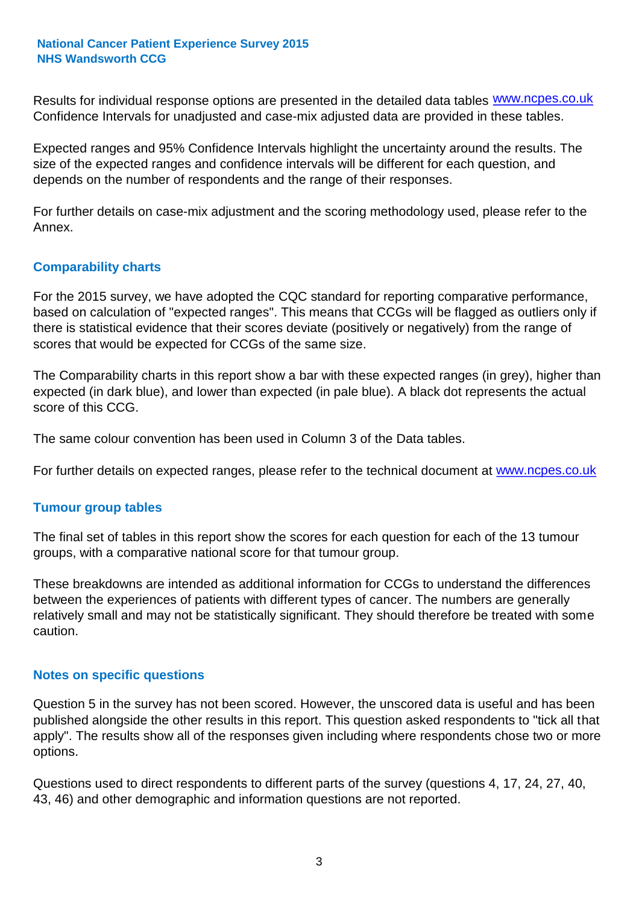Results for individual response options are presented in the detailed data tables www.ncpes.co.uk Confidence Intervals for unadjusted and case-mix adjusted data are provided in these tables.

Expected ranges and 95% Confidence Intervals highlight the uncertainty around the results. The size of the expected ranges and confidence intervals will be different for each question, and depends on the number of respondents and the range of their responses.

For further details on case-mix adjustment and the scoring methodology used, please refer to the Annex.

## Comparability charts

For the 2015 survey, we have adopted the CQC standard for reporting comparative performance, based on calculation of "expected ranges". This means that CCGs will be flagged as outliers only if there is statistical evidence that their scores deviate (positively or negatively) from the range of scores that would be expected for CCGs of the same size.

The Comparability charts in this report show a bar with these expected ranges (in grey), higher than expected (in dark blue), and lower than expected (in pale blue). A black dot represents the actual score of this CCG.

The same colour convention has been used in Column 3 of the Data tables.

For further details on expected ranges, please refer to the technical document at www.ncpes.co.uk

## Tumour group tables

The final set of tables in this report show the scores for each question for each of the 13 tumour groups, with a comparative national score for that tumour group.

These breakdowns are intended as additional information for CCGs to understand the differences between the experiences of patients with different types of cancer. The numbers are generally relatively small and may not be statistically significant. They should therefore be treated with some caution.

## Notes on specific questions

Question 5 in the survey has not been scored. However, the unscored data is useful and has been published alongside the other results in this report. This question asked respondents to "tick all that apply". The results show all of the responses given including where respondents chose two or more options.

Questions used to direct respondents to different parts of the survey (questions 4, 17, 24, 27, 40, 43, 46) and other demographic and information questions are not reported.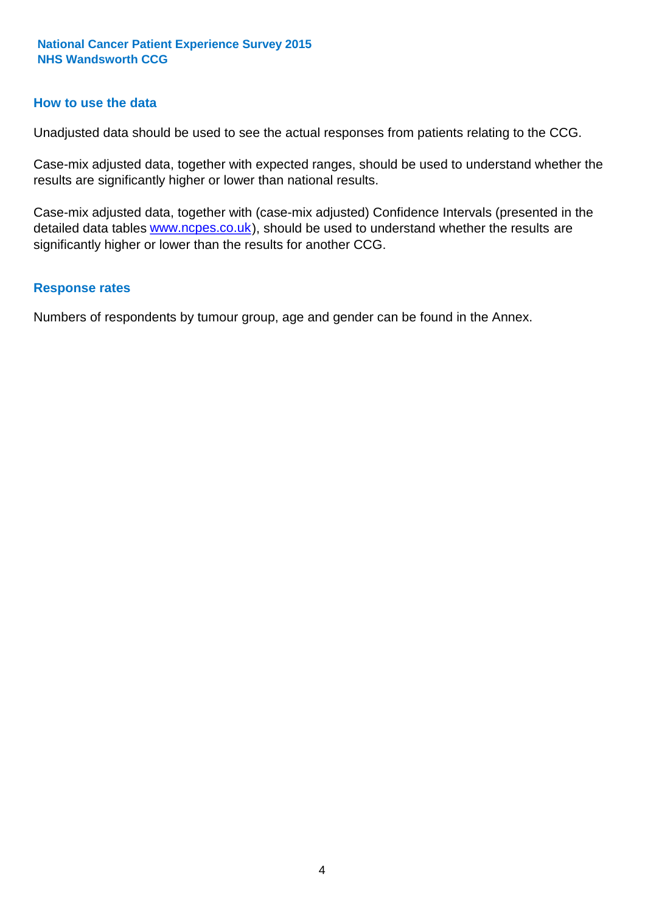## How to use the data

Unadjusted data should be used to see the actual responses from patients relating to the CCG.

Case-mix adjusted data, together with expected ranges, should be used to understand whether the results are significantly higher or lower than national results.

Case-mix adjusted data, together with (case-mix adjusted) Confidence Intervals (presented in the detailed data tables www.ncpes.co.uk), should be used to understand whether the results are significantly higher or lower than the results for another CCG.

## Response rates

Numbers of respondents by tumour group, age and gender can be found in the Annex.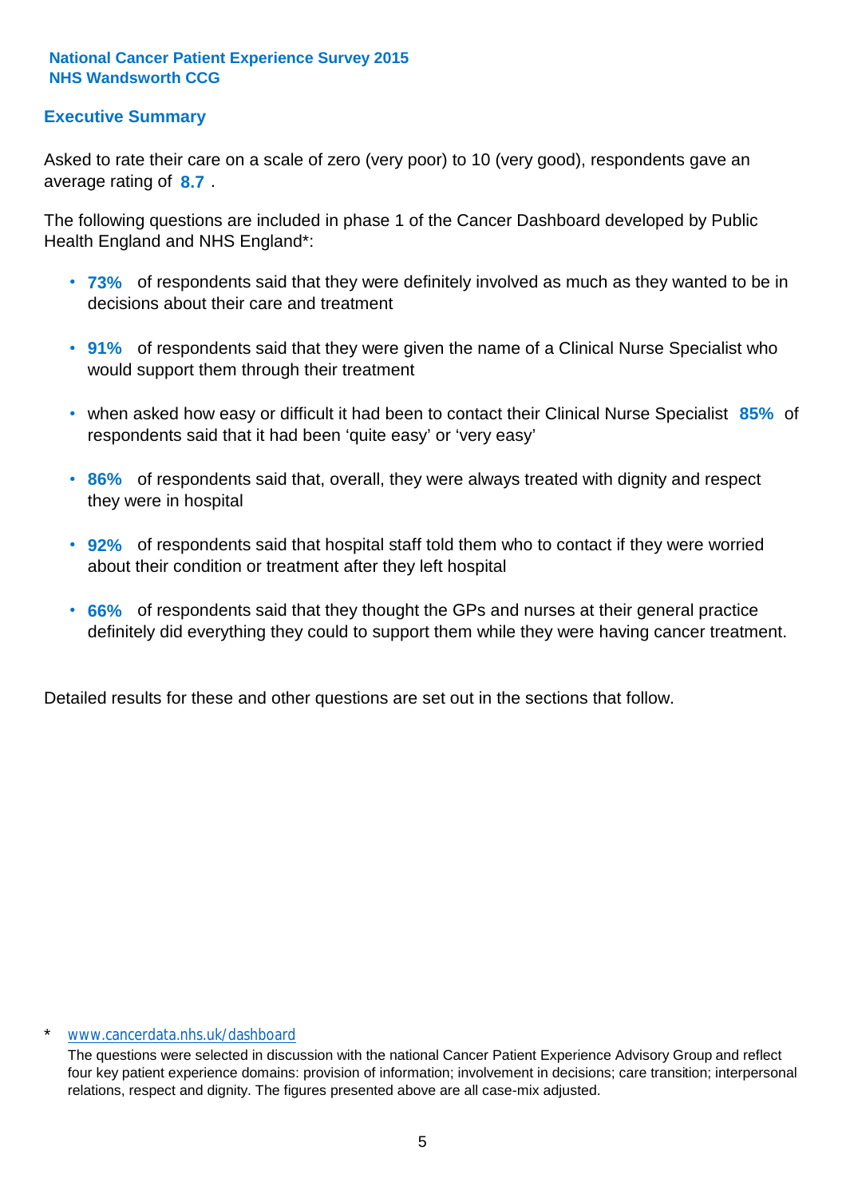**National Cancer Patient Experience Survey 2015**
**NHS Wandsworth CCG**

## Executive Summary

Asked to rate their care on a scale of zero (very poor) to 10 (very good), respondents gave an average rating of **8.7** .

The following questions are included in phase 1 of the Cancer Dashboard developed by Public Health England and NHS England*:

- **73%** of respondents said that they were definitely involved as much as they wanted to be in decisions about their care and treatment
- **91%** of respondents said that they were given the name of a Clinical Nurse Specialist who would support them through their treatment
- when asked how easy or difficult it had been to contact their Clinical Nurse Specialist **85%** of respondents said that it had been 'quite easy' or 'very easy'
- **86%** of respondents said that, overall, they were always treated with dignity and respect they were in hospital
- **92%** of respondents said that hospital staff told them who to contact if they were worried about their condition or treatment after they left hospital
- **66%** of respondents said that they thought the GPs and nurses at their general practice definitely did everything they could to support them while they were having cancer treatment.

Detailed results for these and other questions are set out in the sections that follow.

\* www.cancerdata.nhs.uk/dashboard

The questions were selected in discussion with the national Cancer Patient Experience Advisory Group and reflect four key patient experience domains: provision of information; involvement in decisions; care transition; interpersonal relations, respect and dignity. The figures presented above are all case-mix adjusted.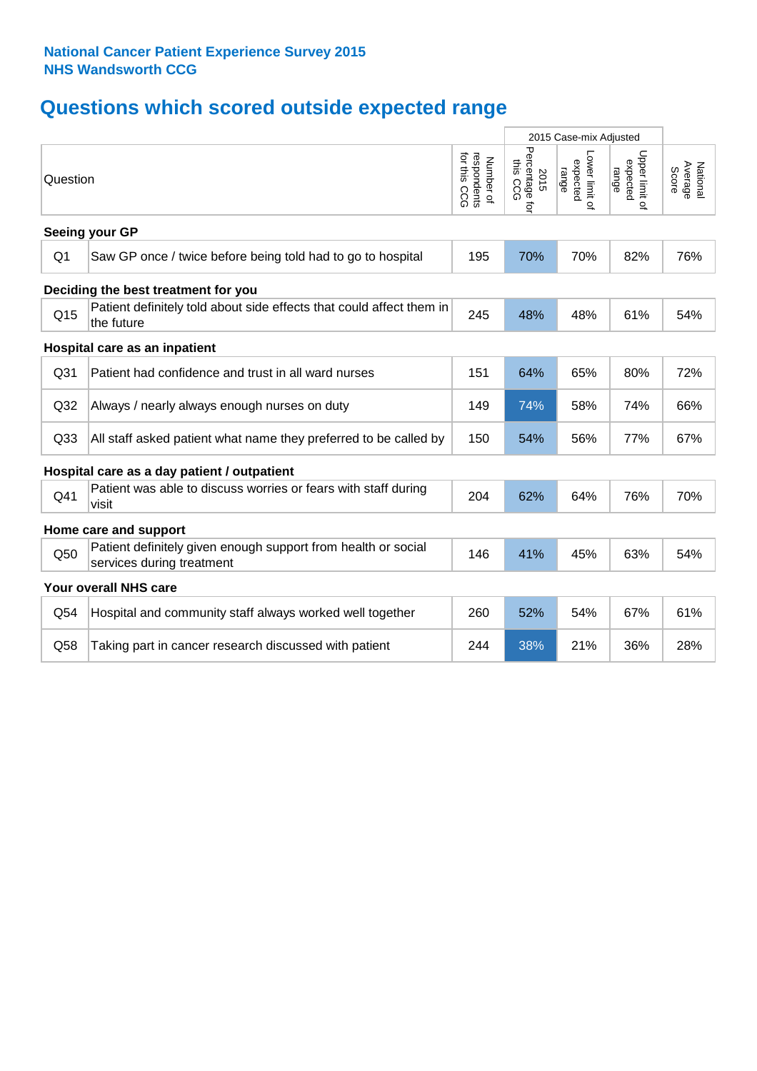**National Cancer Patient Experience Survey 2015**
**NHS Wandsworth CCG**

## Questions which scored outside expected range

| | Question | Number of respondents for this CCG | 2015 Case-mix Adjusted: 2015 Percentage for this CCG | 2015 Case-mix Adjusted: Lower limit of expected range | 2015 Case-mix Adjusted: Upper limit of expected range | National Average Score |
|---|---|---|---|---|---|---|
| **Seeing your GP** | | | | | | |
| Q1 | Saw GP once / twice before being told had to go to hospital | 195 | 70% | 70% | 82% | 76% |
| **Deciding the best treatment for you** | | | | | | |
| Q15 | Patient definitely told about side effects that could affect them in the future | 245 | 48% | 48% | 61% | 54% |
| **Hospital care as an inpatient** | | | | | | |
| Q31 | Patient had confidence and trust in all ward nurses | 151 | 64% | 65% | 80% | 72% |
| Q32 | Always / nearly always enough nurses on duty | 149 | 74% | 58% | 74% | 66% |
| Q33 | All staff asked patient what name they preferred to be called by | 150 | 54% | 56% | 77% | 67% |
| **Hospital care as a day patient / outpatient** | | | | | | |
| Q41 | Patient was able to discuss worries or fears with staff during visit | 204 | 62% | 64% | 76% | 70% |
| **Home care and support** | | | | | | |
| Q50 | Patient definitely given enough support from health or social services during treatment | 146 | 41% | 45% | 63% | 54% |
| **Your overall NHS care** | | | | | | |
| Q54 | Hospital and community staff always worked well together | 260 | 52% | 54% | 67% | 61% |
| Q58 | Taking part in cancer research discussed with patient | 244 | 38% | 21% | 36% | 28% |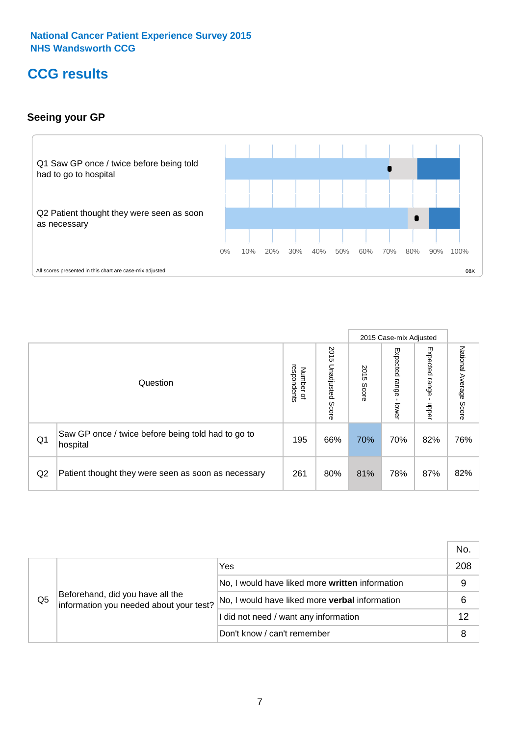National Cancer Patient Experience Survey 2015
NHS Wandsworth CCG

# CCG results

## Seeing your GP

Q1 Saw GP once / twice before being told had to go to hospital

Q2 Patient thought they were seen as soon as necessary

0% 10% 20% 30% 40% 50% 60% 70% 80% 90% 100%

All scores presented in this chart are case-mix adjusted

08X

| | Question | Number of respondents | 2015 Unadjusted Score | 2015 Case-mix Adjusted: 2015 Score | 2015 Case-mix Adjusted: Expected range - lower | 2015 Case-mix Adjusted: Expected range - upper | National Average Score |
|---|---|---|---|---|---|---|---|
| Q1 | Saw GP once / twice before being told had to go to hospital | 195 | 66% | 70% | 70% | 82% | 76% |
| Q2 | Patient thought they were seen as soon as necessary | 261 | 80% | 81% | 78% | 87% | 82% |

| | | | No. |
|---|---|---|---|
| Q5 | Beforehand, did you have all the information you needed about your test? | Yes | 208 |
| | | No, I would have liked more **written** information | 9 |
| | | No, I would have liked more **verbal** information | 6 |
| | | I did not need / want any information | 12 |
| | | Don't know / can't remember | 8 |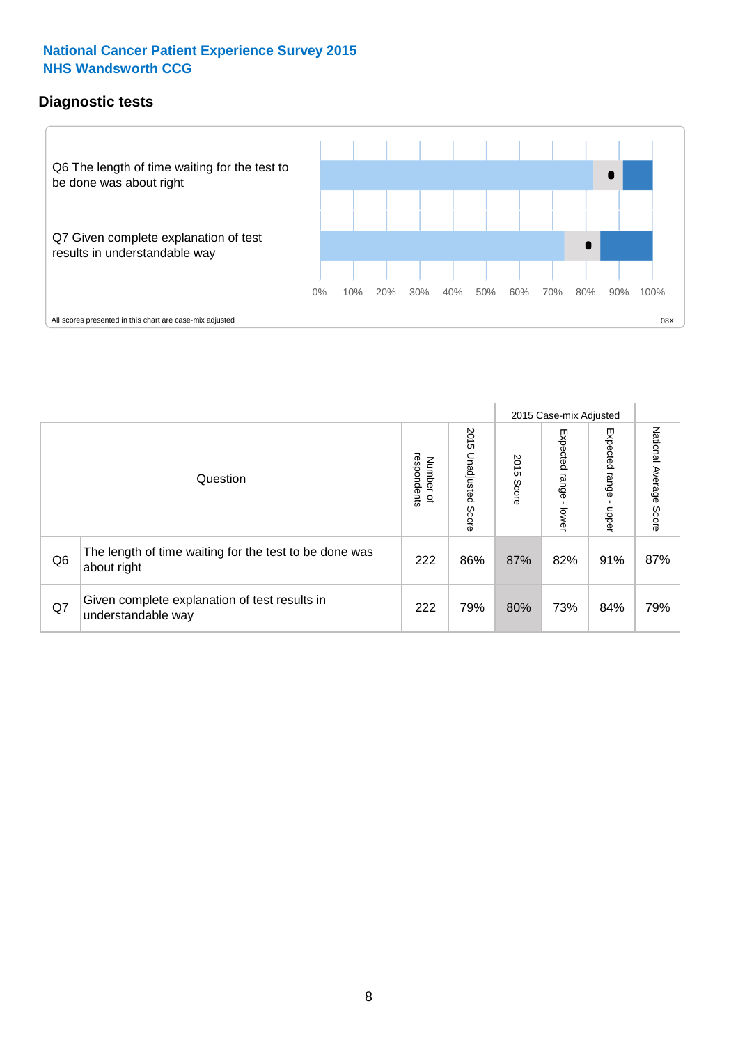National Cancer Patient Experience Survey 2015
NHS Wandsworth CCG

## Diagnostic tests

Q6 The length of time waiting for the test to be done was about right

Q7 Given complete explanation of test results in understandable way

0% 10% 20% 30% 40% 50% 60% 70% 80% 90% 100%

All scores presented in this chart are case-mix adjusted

08X

| Question | | Number of respondents | 2015 Unadjusted Score | 2015 Case-mix Adjusted: 2015 Score | 2015 Case-mix Adjusted: Expected range - lower | 2015 Case-mix Adjusted: Expected range - upper | National Average Score |
|---|---|---|---|---|---|---|---|
| Q6 | The length of time waiting for the test to be done was about right | 222 | 86% | 87% | 82% | 91% | 87% |
| Q7 | Given complete explanation of test results in understandable way | 222 | 79% | 80% | 73% | 84% | 79% |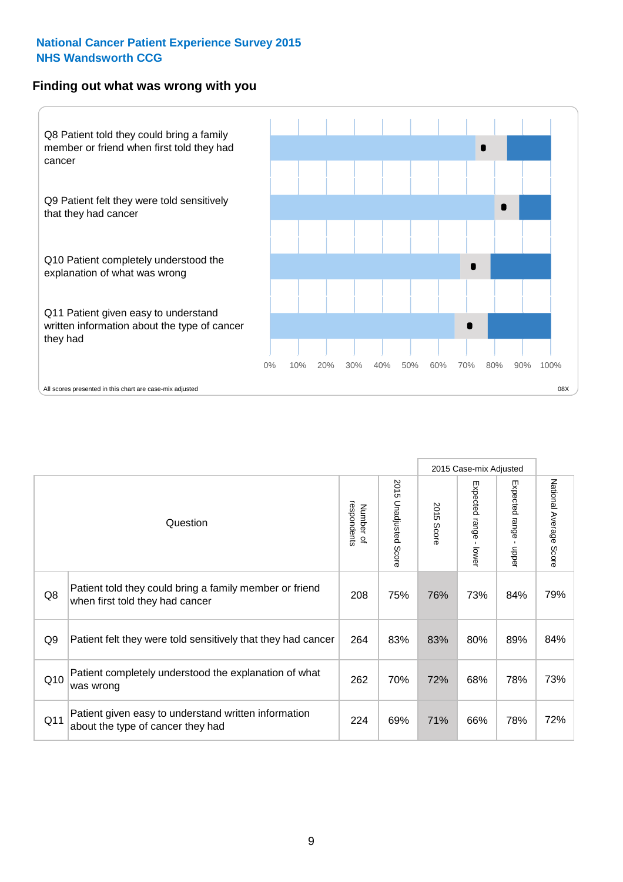National Cancer Patient Experience Survey 2015
NHS Wandsworth CCG

## Finding out what was wrong with you

Q8 Patient told they could bring a family member or friend when first told they had cancer

Q9 Patient felt they were told sensitively that they had cancer

Q10 Patient completely understood the explanation of what was wrong

Q11 Patient given easy to understand written information about the type of cancer they had

0% 10% 20% 30% 40% 50% 60% 70% 80% 90% 100%

All scores presented in this chart are case-mix adjusted

08X

| | Question | Number of respondents | 2015 Unadjusted Score | 2015 Case-mix Adjusted | | | National Average Score |
|---|---|---|---|---|---|---|---|
| | | | | 2015 Score | Expected range - lower | Expected range - upper | |
| Q8 | Patient told they could bring a family member or friend when first told they had cancer | 208 | 75% | 76% | 73% | 84% | 79% |
| Q9 | Patient felt they were told sensitively that they had cancer | 264 | 83% | 83% | 80% | 89% | 84% |
| Q10 | Patient completely understood the explanation of what was wrong | 262 | 70% | 72% | 68% | 78% | 73% |
| Q11 | Patient given easy to understand written information about the type of cancer they had | 224 | 69% | 71% | 66% | 78% | 72% |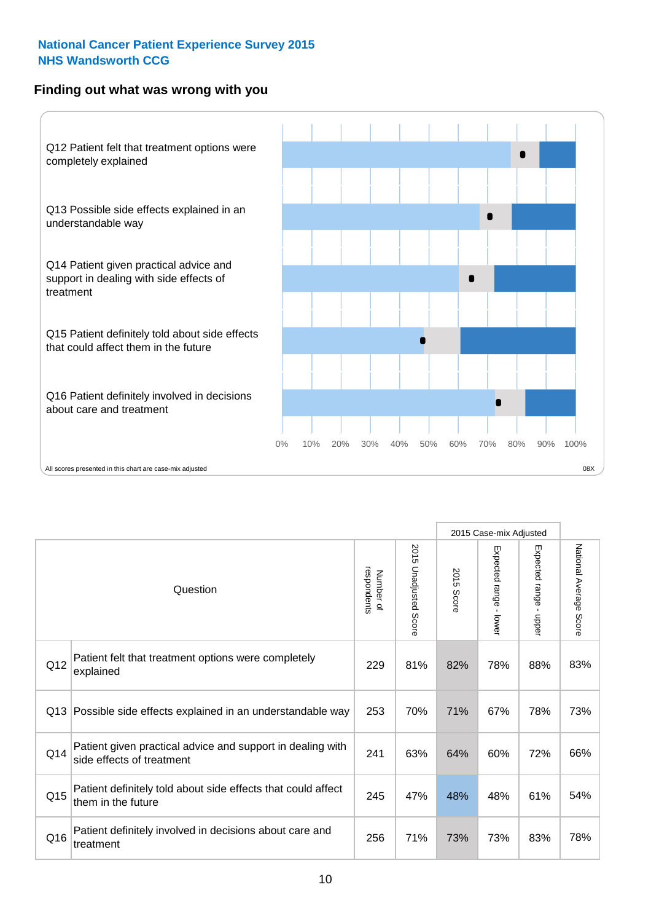**National Cancer Patient Experience Survey 2015**
**NHS Wandsworth CCG**

## Finding out what was wrong with you

Q12 Patient felt that treatment options were completely explained

Q13 Possible side effects explained in an understandable way

Q14 Patient given practical advice and support in dealing with side effects of treatment

Q15 Patient definitely told about side effects that could affect them in the future

Q16 Patient definitely involved in decisions about care and treatment

0% 10% 20% 30% 40% 50% 60% 70% 80% 90% 100%

All scores presented in this chart are case-mix adjusted

08X

| Question | | Number of respondents | 2015 Unadjusted Score | 2015 Case-mix Adjusted | | | National Average Score |
|---|---|---|---|---|---|---|---|
| | | | | 2015 Score | Expected range - lower | Expected range - upper | |
| Q12 | Patient felt that treatment options were completely explained | 229 | 81% | 82% | 78% | 88% | 83% |
| Q13 | Possible side effects explained in an understandable way | 253 | 70% | 71% | 67% | 78% | 73% |
| Q14 | Patient given practical advice and support in dealing with side effects of treatment | 241 | 63% | 64% | 60% | 72% | 66% |
| Q15 | Patient definitely told about side effects that could affect them in the future | 245 | 47% | 48% | 48% | 61% | 54% |
| Q16 | Patient definitely involved in decisions about care and treatment | 256 | 71% | 73% | 73% | 83% | 78% |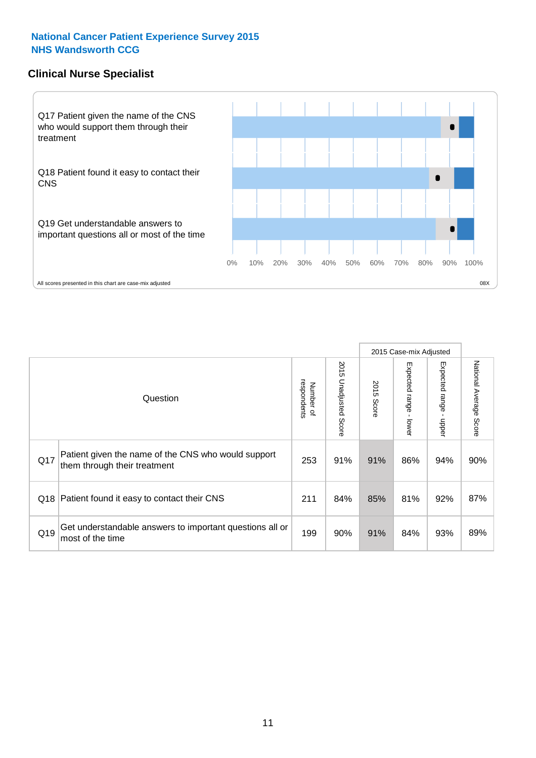National Cancer Patient Experience Survey 2015
NHS Wandsworth CCG

## Clinical Nurse Specialist

Q17 Patient given the name of the CNS who would support them through their treatment

Q18 Patient found it easy to contact their CNS

Q19 Get understandable answers to important questions all or most of the time

0% 10% 20% 30% 40% 50% 60% 70% 80% 90% 100%

All scores presented in this chart are case-mix adjusted

08X

| Question | | Number of respondents | 2015 Unadjusted Score | 2015 Case-mix Adjusted | | | National Average Score |
|---|---|---|---|---|---|---|---|
| | | | | 2015 Score | Expected range - lower | Expected range - upper | |
| Q17 | Patient given the name of the CNS who would support them through their treatment | 253 | 91% | 91% | 86% | 94% | 90% |
| Q18 | Patient found it easy to contact their CNS | 211 | 84% | 85% | 81% | 92% | 87% |
| Q19 | Get understandable answers to important questions all or most of the time | 199 | 90% | 91% | 84% | 93% | 89% |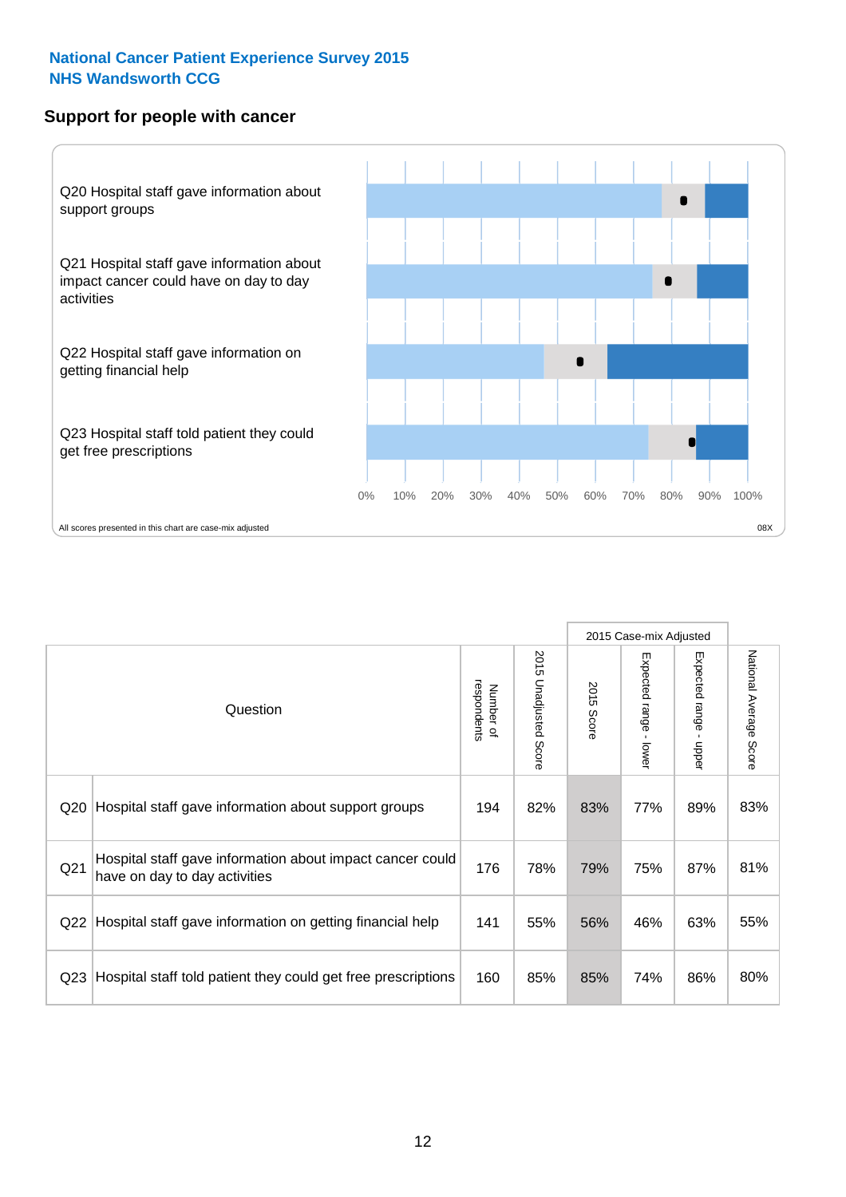## National Cancer Patient Experience Survey 2015
## NHS Wandsworth CCG

### Support for people with cancer

Q20 Hospital staff gave information about support groups

Q21 Hospital staff gave information about impact cancer could have on day to day activities

Q22 Hospital staff gave information on getting financial help

Q23 Hospital staff told patient they could get free prescriptions

0% 10% 20% 30% 40% 50% 60% 70% 80% 90% 100%

All scores presented in this chart are case-mix adjusted

08X

| | Question | Number of respondents | 2015 Unadjusted Score | 2015 Case-mix Adjusted | | | National Average Score |
|---|---|---|---|---|---|---|---|
| | | | | 2015 Score | Expected range - lower | Expected range - upper | |
| Q20 | Hospital staff gave information about support groups | 194 | 82% | 83% | 77% | 89% | 83% |
| Q21 | Hospital staff gave information about impact cancer could have on day to day activities | 176 | 78% | 79% | 75% | 87% | 81% |
| Q22 | Hospital staff gave information on getting financial help | 141 | 55% | 56% | 46% | 63% | 55% |
| Q23 | Hospital staff told patient they could get free prescriptions | 160 | 85% | 85% | 74% | 86% | 80% |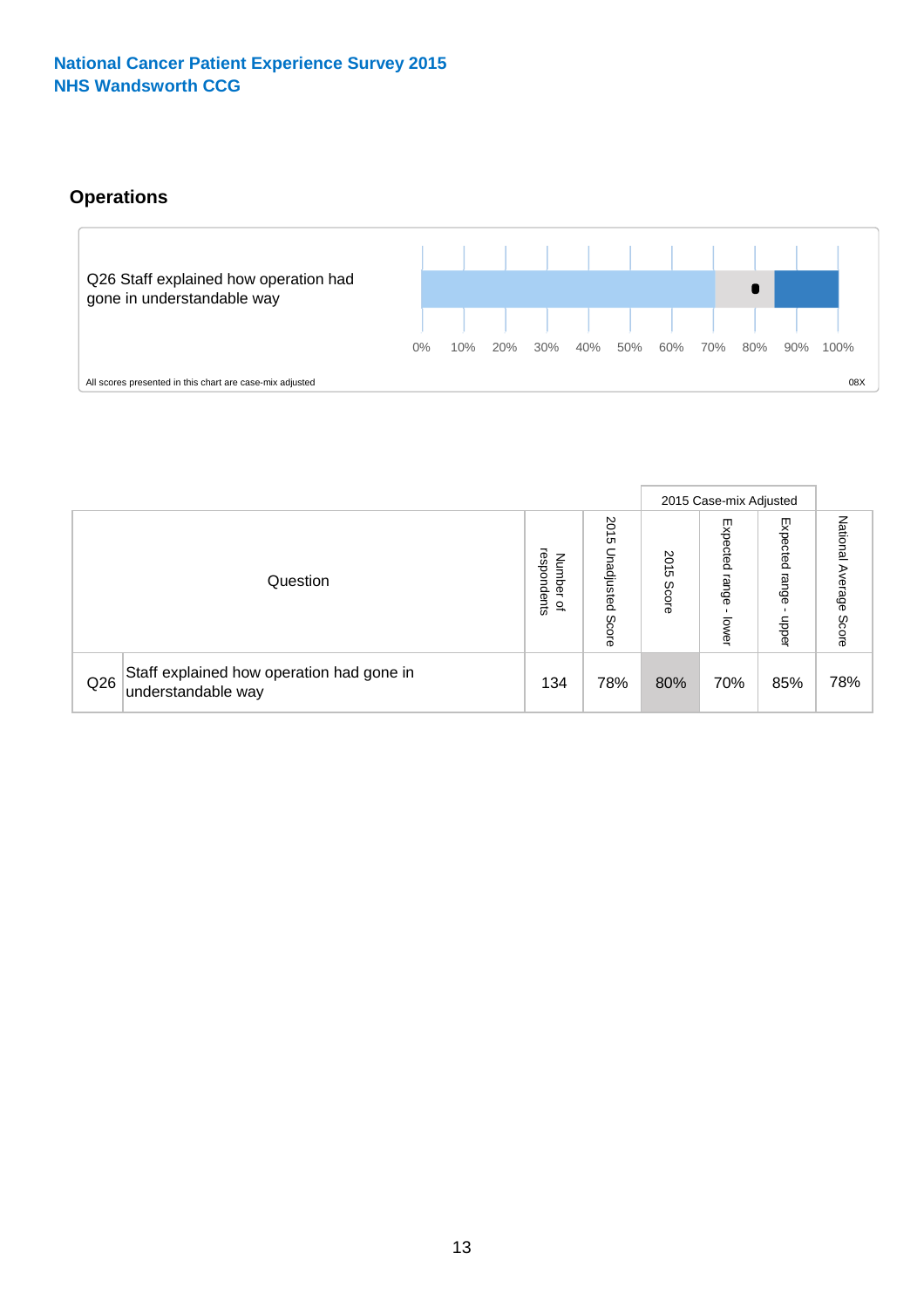National Cancer Patient Experience Survey 2015
NHS Wandsworth CCG

## Operations

Q26 Staff explained how operation had gone in understandable way

0% 10% 20% 30% 40% 50% 60% 70% 80% 90% 100%

All scores presented in this chart are case-mix adjusted

08X

| | Question | Number of respondents | 2015 Unadjusted Score | 2015 Case-mix Adjusted | | | National Average Score |
|---|---|---|---|---|---|---|---|
| | | | | 2015 Score | Expected range - lower | Expected range - upper | |
| Q26 | Staff explained how operation had gone in understandable way | 134 | 78% | 80% | 70% | 85% | 78% |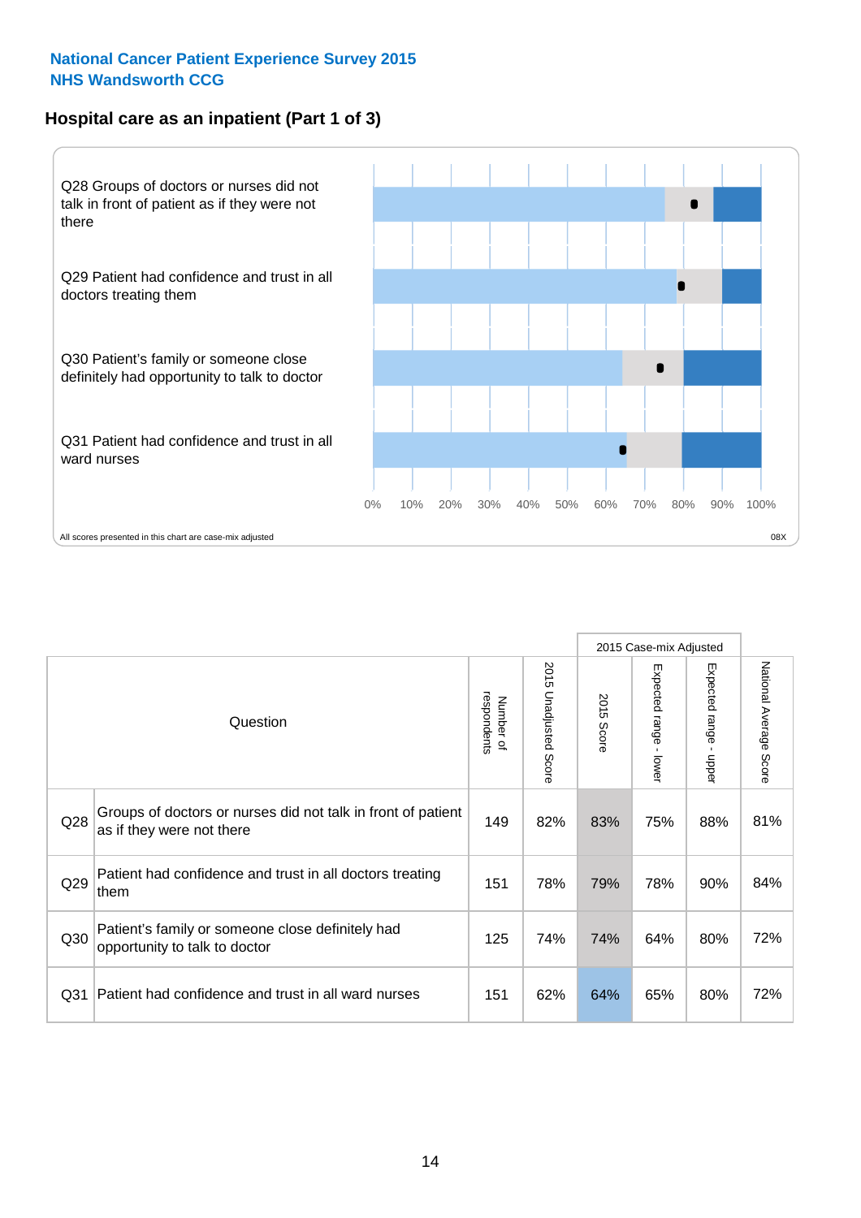**National Cancer Patient Experience Survey 2015**
**NHS Wandsworth CCG**

## Hospital care as an inpatient (Part 1 of 3)

Q28 Groups of doctors or nurses did not talk in front of patient as if they were not there

Q29 Patient had confidence and trust in all doctors treating them

Q30 Patient's family or someone close definitely had opportunity to talk to doctor

Q31 Patient had confidence and trust in all ward nurses

0% 10% 20% 30% 40% 50% 60% 70% 80% 90% 100%

All scores presented in this chart are case-mix adjusted

08X

| Question | | Number of respondents | 2015 Unadjusted Score | 2015 Case-mix Adjusted 2015 Score | 2015 Case-mix Adjusted Expected range - lower | 2015 Case-mix Adjusted Expected range - upper | National Average Score |
|---|---|---|---|---|---|---|---|
| Q28 | Groups of doctors or nurses did not talk in front of patient as if they were not there | 149 | 82% | 83% | 75% | 88% | 81% |
| Q29 | Patient had confidence and trust in all doctors treating them | 151 | 78% | 79% | 78% | 90% | 84% |
| Q30 | Patient's family or someone close definitely had opportunity to talk to doctor | 125 | 74% | 74% | 64% | 80% | 72% |
| Q31 | Patient had confidence and trust in all ward nurses | 151 | 62% | 64% | 65% | 80% | 72% |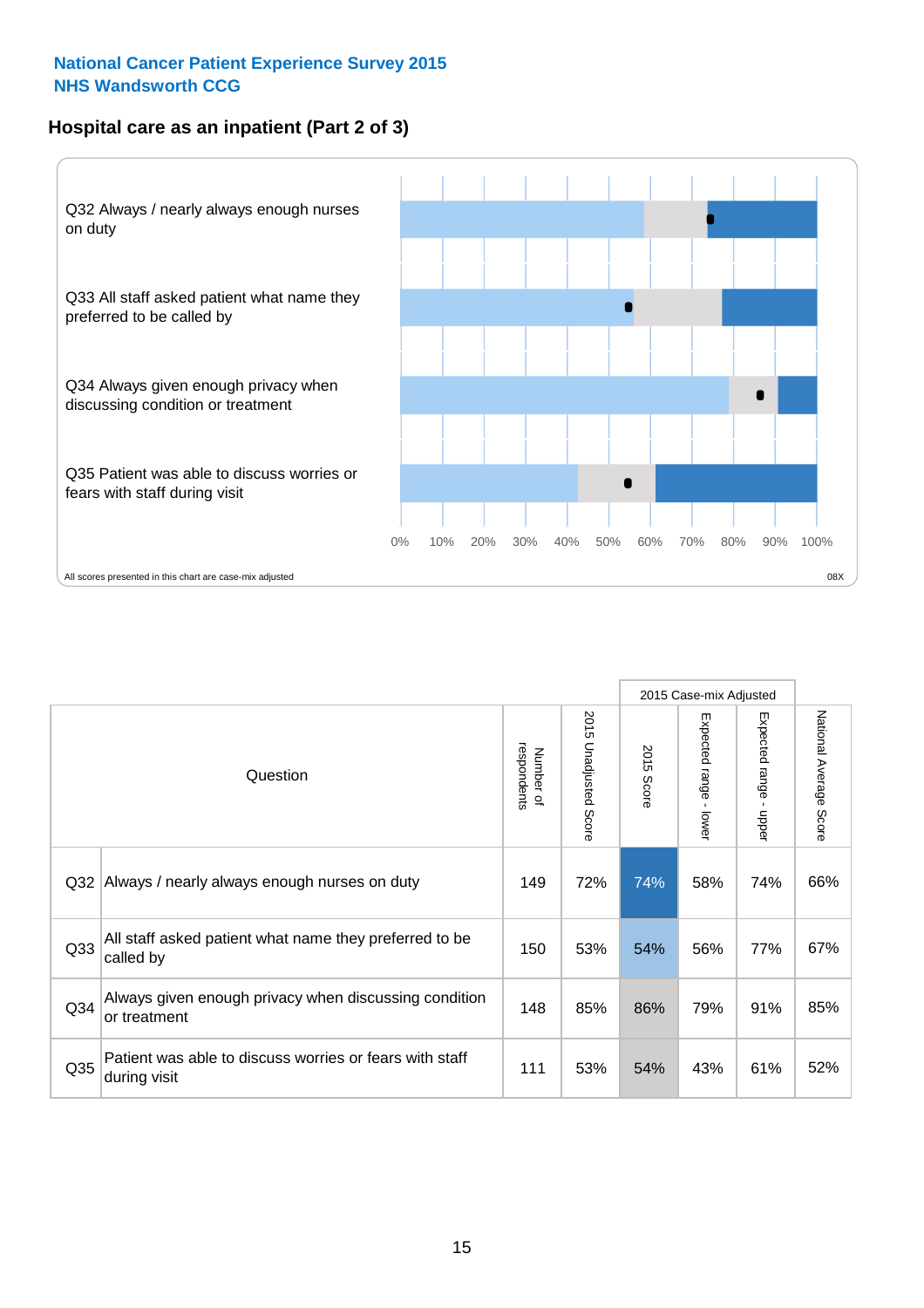**National Cancer Patient Experience Survey 2015**
**NHS Wandsworth CCG**

## Hospital care as an inpatient (Part 2 of 3)

Q32 Always / nearly always enough nurses on duty

Q33 All staff asked patient what name they preferred to be called by

Q34 Always given enough privacy when discussing condition or treatment

Q35 Patient was able to discuss worries or fears with staff during visit

0% 10% 20% 30% 40% 50% 60% 70% 80% 90% 100%

All scores presented in this chart are case-mix adjusted

08X

| Question | | Number of respondents | 2015 Unadjusted Score | 2015 Case-mix Adjusted: 2015 Score | 2015 Case-mix Adjusted: Expected range - lower | 2015 Case-mix Adjusted: Expected range - upper | National Average Score |
|---|---|---|---|---|---|---|---|
| Q32 | Always / nearly always enough nurses on duty | 149 | 72% | 74% | 58% | 74% | 66% |
| Q33 | All staff asked patient what name they preferred to be called by | 150 | 53% | 54% | 56% | 77% | 67% |
| Q34 | Always given enough privacy when discussing condition or treatment | 148 | 85% | 86% | 79% | 91% | 85% |
| Q35 | Patient was able to discuss worries or fears with staff during visit | 111 | 53% | 54% | 43% | 61% | 52% |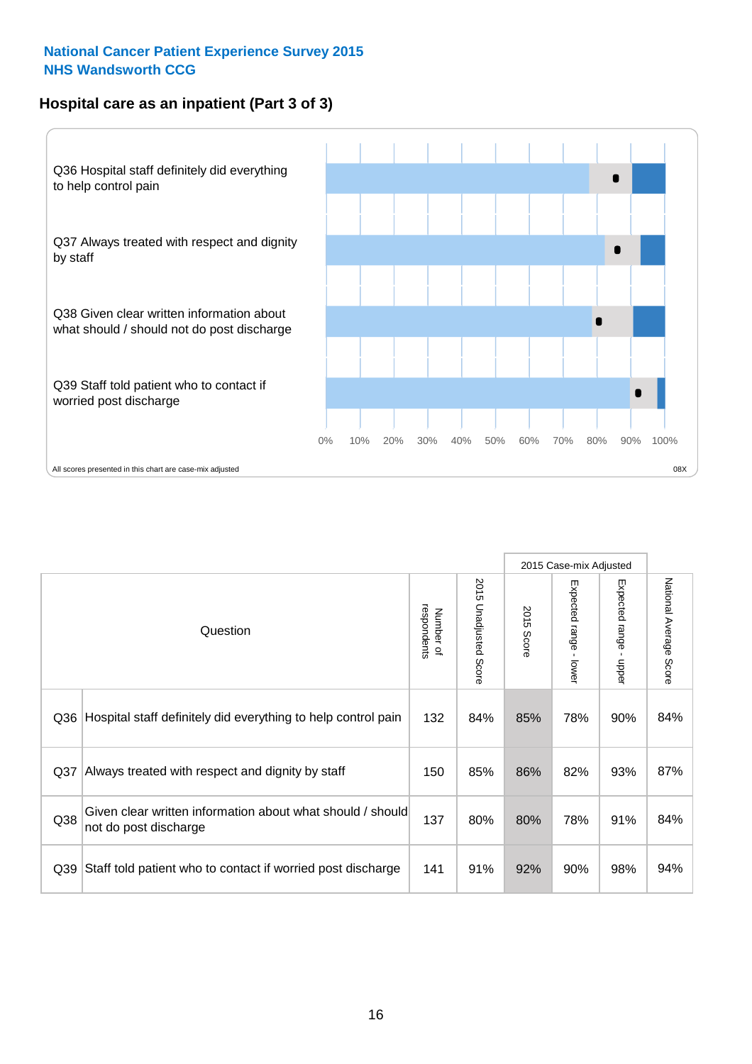**National Cancer Patient Experience Survey 2015**
**NHS Wandsworth CCG**

## Hospital care as an inpatient (Part 3 of 3)

Q36 Hospital staff definitely did everything to help control pain

Q37 Always treated with respect and dignity by staff

Q38 Given clear written information about what should / should not do post discharge

Q39 Staff told patient who to contact if worried post discharge

0% 10% 20% 30% 40% 50% 60% 70% 80% 90% 100%

All scores presented in this chart are case-mix adjusted

08X

| Question | | Number of respondents | 2015 Unadjusted Score | 2015 Case-mix Adjusted: 2015 Score | 2015 Case-mix Adjusted: Expected range - lower | 2015 Case-mix Adjusted: Expected range - upper | National Average Score |
|---|---|---|---|---|---|---|---|
| Q36 | Hospital staff definitely did everything to help control pain | 132 | 84% | 85% | 78% | 90% | 84% |
| Q37 | Always treated with respect and dignity by staff | 150 | 85% | 86% | 82% | 93% | 87% |
| Q38 | Given clear written information about what should / should not do post discharge | 137 | 80% | 80% | 78% | 91% | 84% |
| Q39 | Staff told patient who to contact if worried post discharge | 141 | 91% | 92% | 90% | 98% | 94% |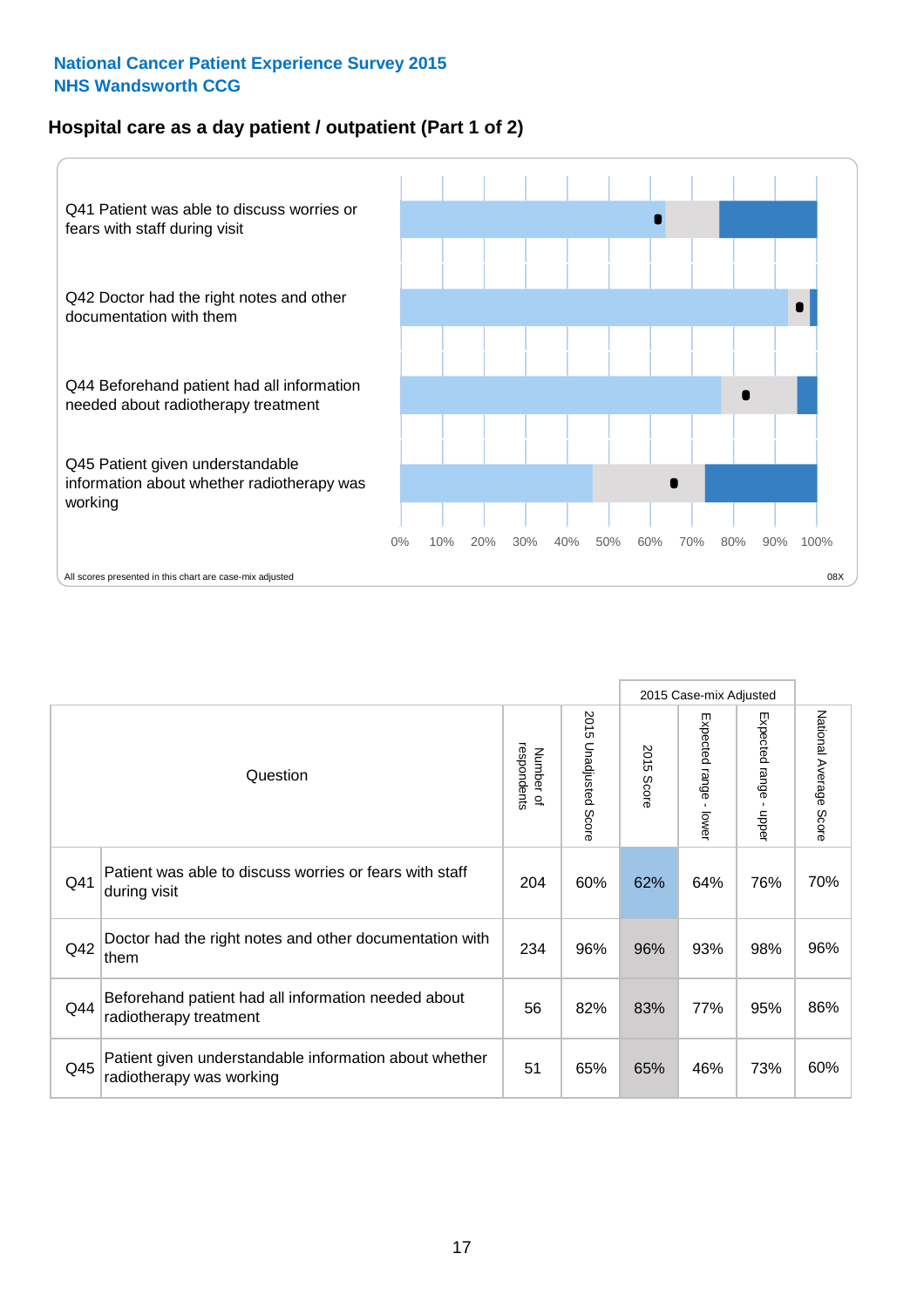National Cancer Patient Experience Survey 2015
NHS Wandsworth CCG

## Hospital care as a day patient / outpatient (Part 1 of 2)

Q41 Patient was able to discuss worries or fears with staff during visit

Q42 Doctor had the right notes and other documentation with them

Q44 Beforehand patient had all information needed about radiotherapy treatment

Q45 Patient given understandable information about whether radiotherapy was working

0% 10% 20% 30% 40% 50% 60% 70% 80% 90% 100%

All scores presented in this chart are case-mix adjusted

08X

| Question | | Number of respondents | 2015 Unadjusted Score | 2015 Case-mix Adjusted | | | National Average Score |
|---|---|---|---|---|---|---|---|
| | | | | 2015 Score | Expected range - lower | Expected range - upper | |
| Q41 | Patient was able to discuss worries or fears with staff during visit | 204 | 60% | 62% | 64% | 76% | 70% |
| Q42 | Doctor had the right notes and other documentation with them | 234 | 96% | 96% | 93% | 98% | 96% |
| Q44 | Beforehand patient had all information needed about radiotherapy treatment | 56 | 82% | 83% | 77% | 95% | 86% |
| Q45 | Patient given understandable information about whether radiotherapy was working | 51 | 65% | 65% | 46% | 73% | 60% |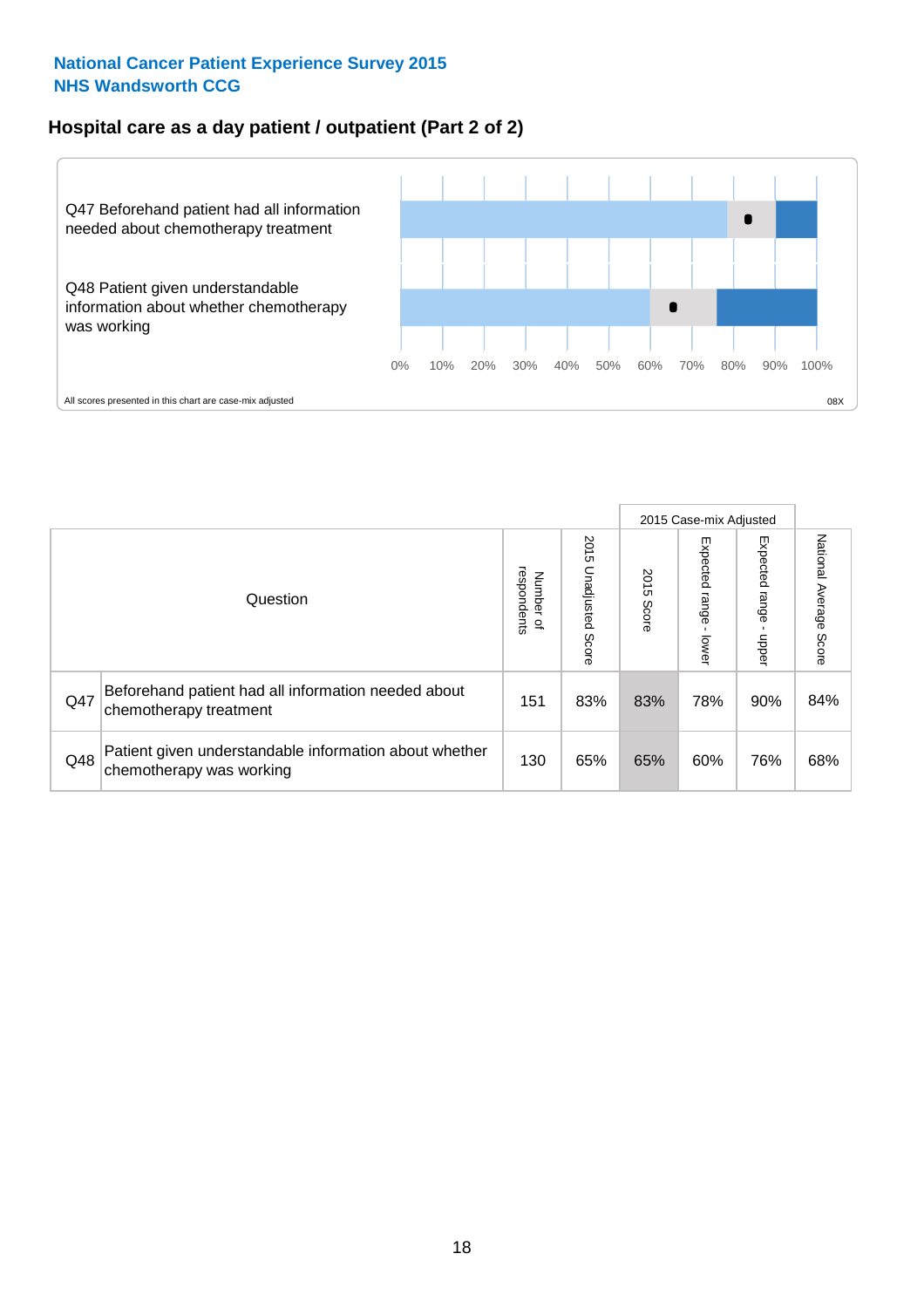**National Cancer Patient Experience Survey 2015**
**NHS Wandsworth CCG**

## Hospital care as a day patient / outpatient (Part 2 of 2)

Q47 Beforehand patient had all information needed about chemotherapy treatment

Q48 Patient given understandable information about whether chemotherapy was working

0% 10% 20% 30% 40% 50% 60% 70% 80% 90% 100%

All scores presented in this chart are case-mix adjusted

08X

| Question | | Number of respondents | 2015 Unadjusted Score | 2015 Case-mix Adjusted: 2015 Score | 2015 Case-mix Adjusted: Expected range - lower | 2015 Case-mix Adjusted: Expected range - upper | National Average Score |
|---|---|---|---|---|---|---|---|
| Q47 | Beforehand patient had all information needed about chemotherapy treatment | 151 | 83% | 83% | 78% | 90% | 84% |
| Q48 | Patient given understandable information about whether chemotherapy was working | 130 | 65% | 65% | 60% | 76% | 68% |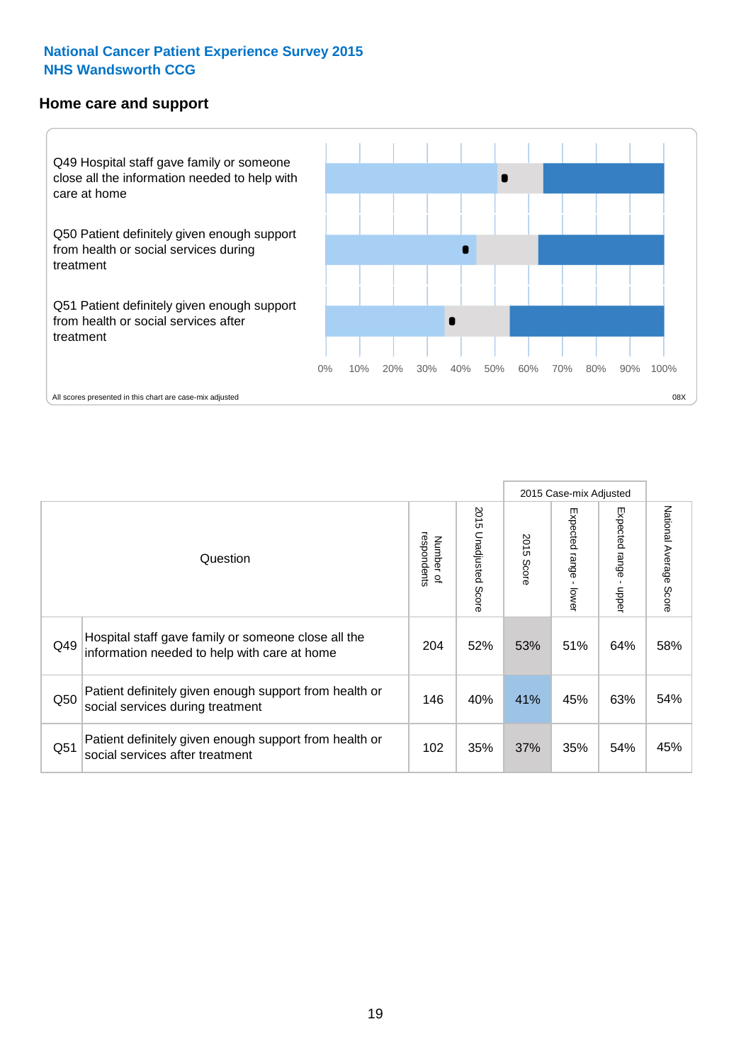National Cancer Patient Experience Survey 2015
NHS Wandsworth CCG

## Home care and support

Q49 Hospital staff gave family or someone close all the information needed to help with care at home

Q50 Patient definitely given enough support from health or social services during treatment

Q51 Patient definitely given enough support from health or social services after treatment

0% 10% 20% 30% 40% 50% 60% 70% 80% 90% 100%

All scores presented in this chart are case-mix adjusted

08X

| | Question | Number of respondents | 2015 Unadjusted Score | 2015 Case-mix Adjusted | | | National Average Score |
|---|---|---|---|---|---|---|---|
| | | | | 2015 Score | Expected range - lower | Expected range - upper | |
| Q49 | Hospital staff gave family or someone close all the information needed to help with care at home | 204 | 52% | 53% | 51% | 64% | 58% |
| Q50 | Patient definitely given enough support from health or social services during treatment | 146 | 40% | 41% | 45% | 63% | 54% |
| Q51 | Patient definitely given enough support from health or social services after treatment | 102 | 35% | 37% | 35% | 54% | 45% |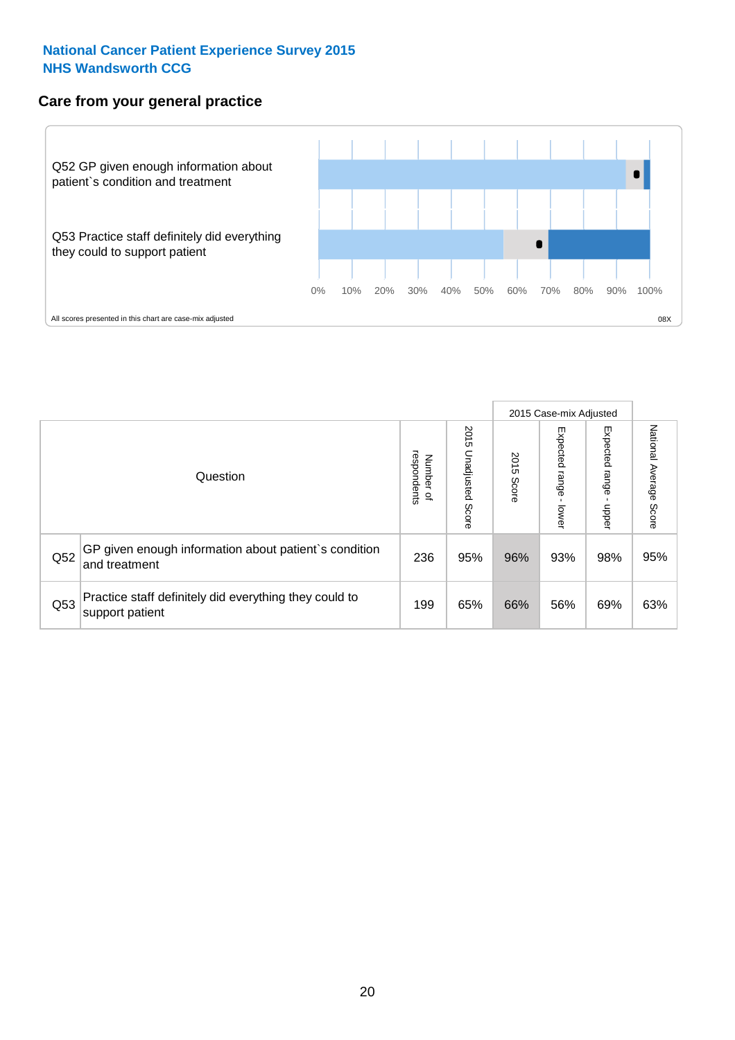National Cancer Patient Experience Survey 2015
NHS Wandsworth CCG

## Care from your general practice

Q52 GP given enough information about patient`s condition and treatment

Q53 Practice staff definitely did everything they could to support patient

0% 10% 20% 30% 40% 50% 60% 70% 80% 90% 100%

All scores presented in this chart are case-mix adjusted

08X

| Question | | Number of respondents | 2015 Unadjusted Score | 2015 Case-mix Adjusted 2015 Score | 2015 Case-mix Adjusted Expected range - lower | 2015 Case-mix Adjusted Expected range - upper | National Average Score |
|---|---|---|---|---|---|---|---|
| Q52 | GP given enough information about patient`s condition and treatment | 236 | 95% | 96% | 93% | 98% | 95% |
| Q53 | Practice staff definitely did everything they could to support patient | 199 | 65% | 66% | 56% | 69% | 63% |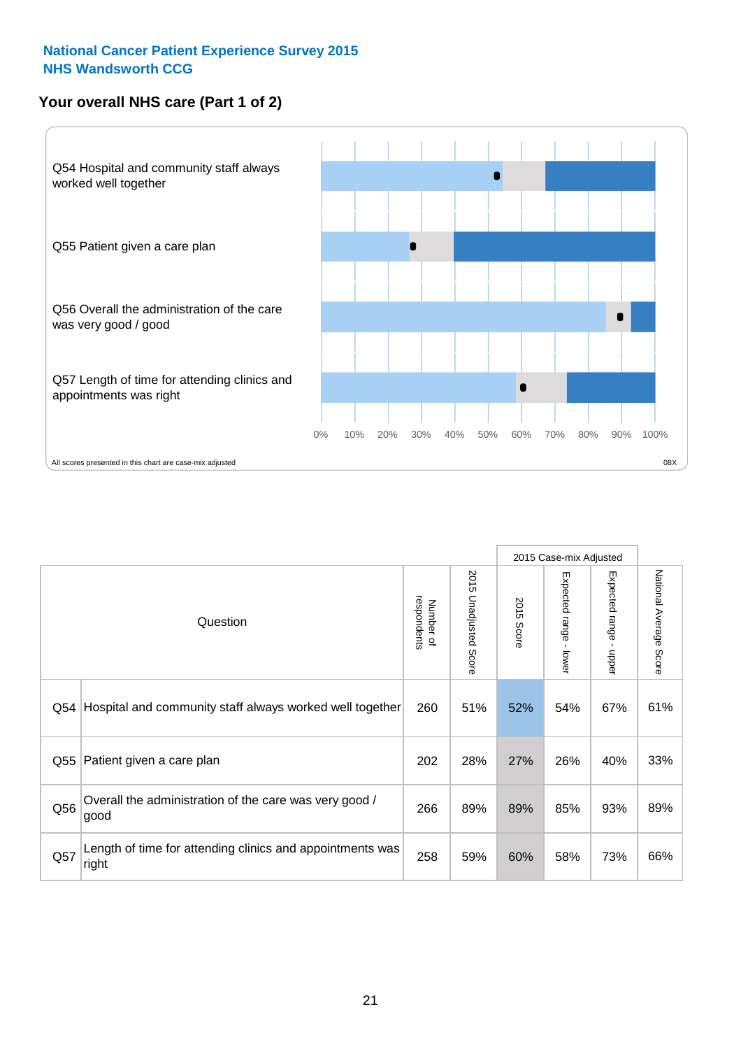**National Cancer Patient Experience Survey 2015**
**NHS Wandsworth CCG**

## Your overall NHS care (Part 1 of 2)

Q54 Hospital and community staff always worked well together

Q55 Patient given a care plan

Q56 Overall the administration of the care was very good / good

Q57 Length of time for attending clinics and appointments was right

0% 10% 20% 30% 40% 50% 60% 70% 80% 90% 100%

All scores presented in this chart are case-mix adjusted

08X

| Question | | Number of respondents | 2015 Unadjusted Score | 2015 Case-mix Adjusted | | | National Average Score |
|---|---|---|---|---|---|---|---|
| | | | | 2015 Score | Expected range - lower | Expected range - upper | |
| Q54 | Hospital and community staff always worked well together | 260 | 51% | 52% | 54% | 67% | 61% |
| Q55 | Patient given a care plan | 202 | 28% | 27% | 26% | 40% | 33% |
| Q56 | Overall the administration of the care was very good / good | 266 | 89% | 89% | 85% | 93% | 89% |
| Q57 | Length of time for attending clinics and appointments was right | 258 | 59% | 60% | 58% | 73% | 66% |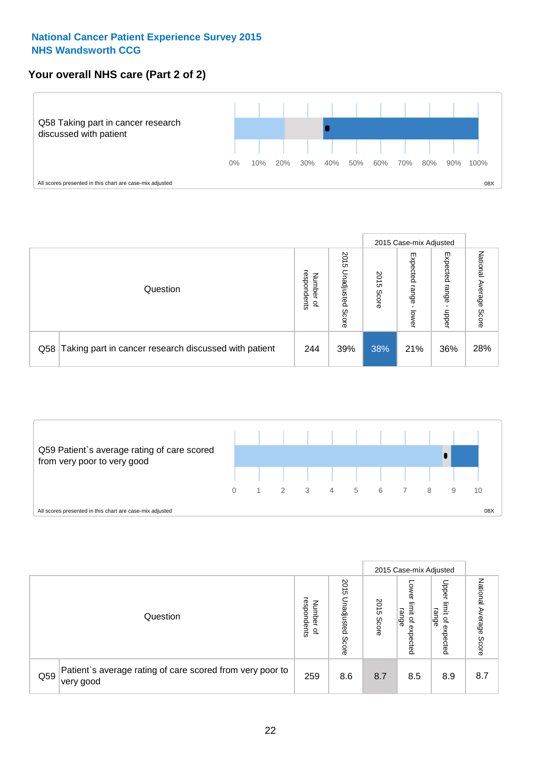**National Cancer Patient Experience Survey 2015**
**NHS Wandsworth CCG**

## Your overall NHS care (Part 2 of 2)

Q58 Taking part in cancer research discussed with patient

0% 10% 20% 30% 40% 50% 60% 70% 80% 90% 100%

All scores presented in this chart are case-mix adjusted

08X

| | Question | Number of respondents | 2015 Unadjusted Score | 2015 Case-mix Adjusted: 2015 Score | 2015 Case-mix Adjusted: Expected range - lower | 2015 Case-mix Adjusted: Expected range - upper | National Average Score |
|---|---|---|---|---|---|---|---|
| Q58 | Taking part in cancer research discussed with patient | 244 | 39% | 38% | 21% | 36% | 28% |

Q59 Patient`s average rating of care scored from very poor to very good

0 1 2 3 4 5 6 7 8 9 10

All scores presented in this chart are case-mix adjusted

08X

| | Question | Number of respondents | 2015 Unadjusted Score | 2015 Case-mix Adjusted: 2015 Score | 2015 Case-mix Adjusted: Lower limit of expected range | 2015 Case-mix Adjusted: Upper limit of expected range | National Average Score |
|---|---|---|---|---|---|---|---|
| Q59 | Patient`s average rating of care scored from very poor to very good | 259 | 8.6 | 8.7 | 8.5 | 8.9 | 8.7 |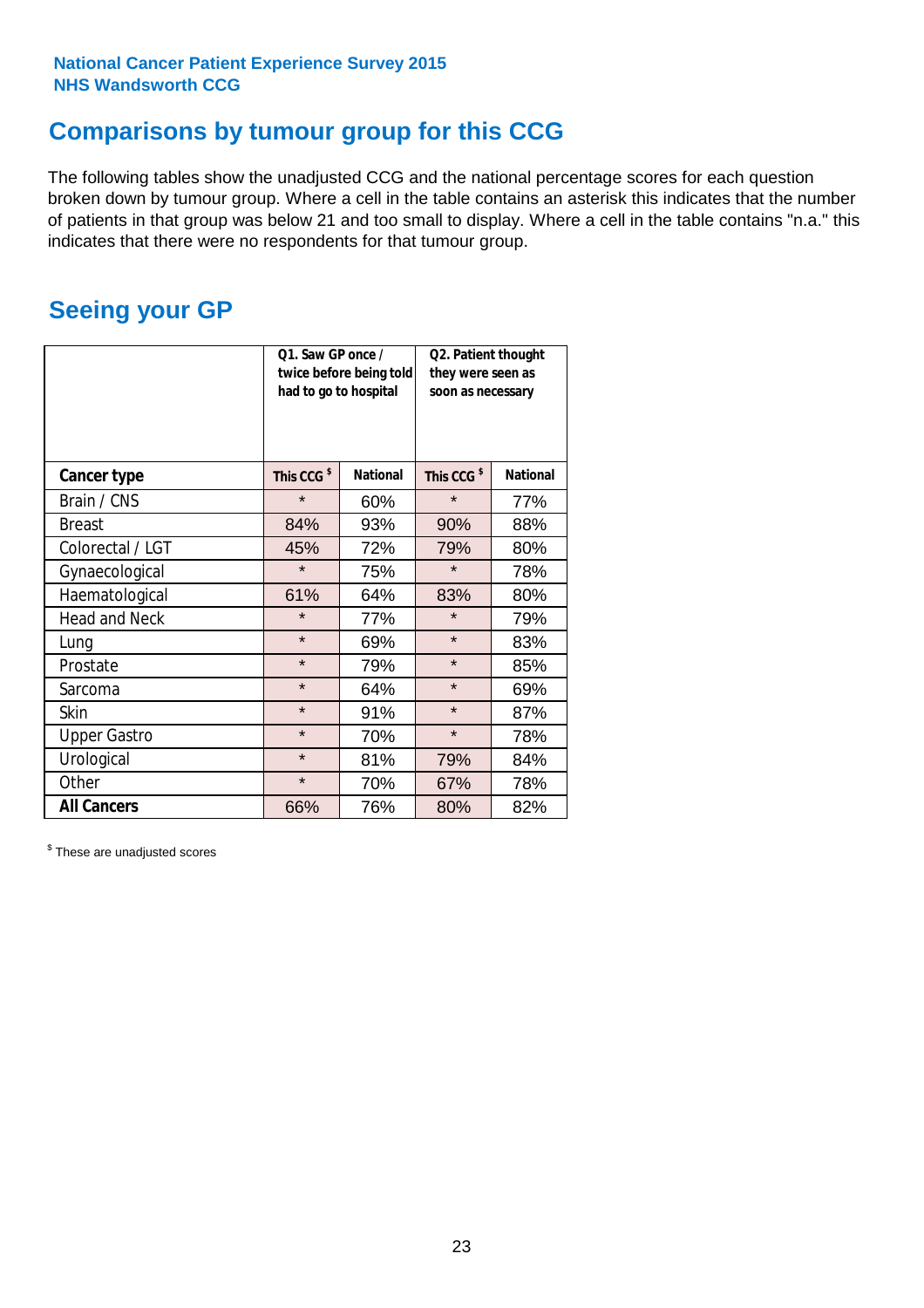National Cancer Patient Experience Survey 2015
NHS Wandsworth CCG

## Comparisons by tumour group for this CCG

The following tables show the unadjusted CCG and the national percentage scores for each question broken down by tumour group. Where a cell in the table contains an asterisk this indicates that the number of patients in that group was below 21 and too small to display. Where a cell in the table contains "n.a." this indicates that there were no respondents for that tumour group.

## Seeing your GP

| | Q1. Saw GP once / twice before being told had to go to hospital | | Q2. Patient thought they were seen as soon as necessary | |
|---|---|---|---|---|
| **Cancer type** | **This CCG $** | **National** | **This CCG $** | **National** |
| Brain / CNS | * | 60% | * | 77% |
| Breast | 84% | 93% | 90% | 88% |
| Colorectal / LGT | 45% | 72% | 79% | 80% |
| Gynaecological | * | 75% | * | 78% |
| Haematological | 61% | 64% | 83% | 80% |
| Head and Neck | * | 77% | * | 79% |
| Lung | * | 69% | * | 83% |
| Prostate | * | 79% | * | 85% |
| Sarcoma | * | 64% | * | 69% |
| Skin | * | 91% | * | 87% |
| Upper Gastro | * | 70% | * | 78% |
| Urological | * | 81% | 79% | 84% |
| Other | * | 70% | 67% | 78% |
| **All Cancers** | 66% | 76% | 80% | 82% |

$ These are unadjusted scores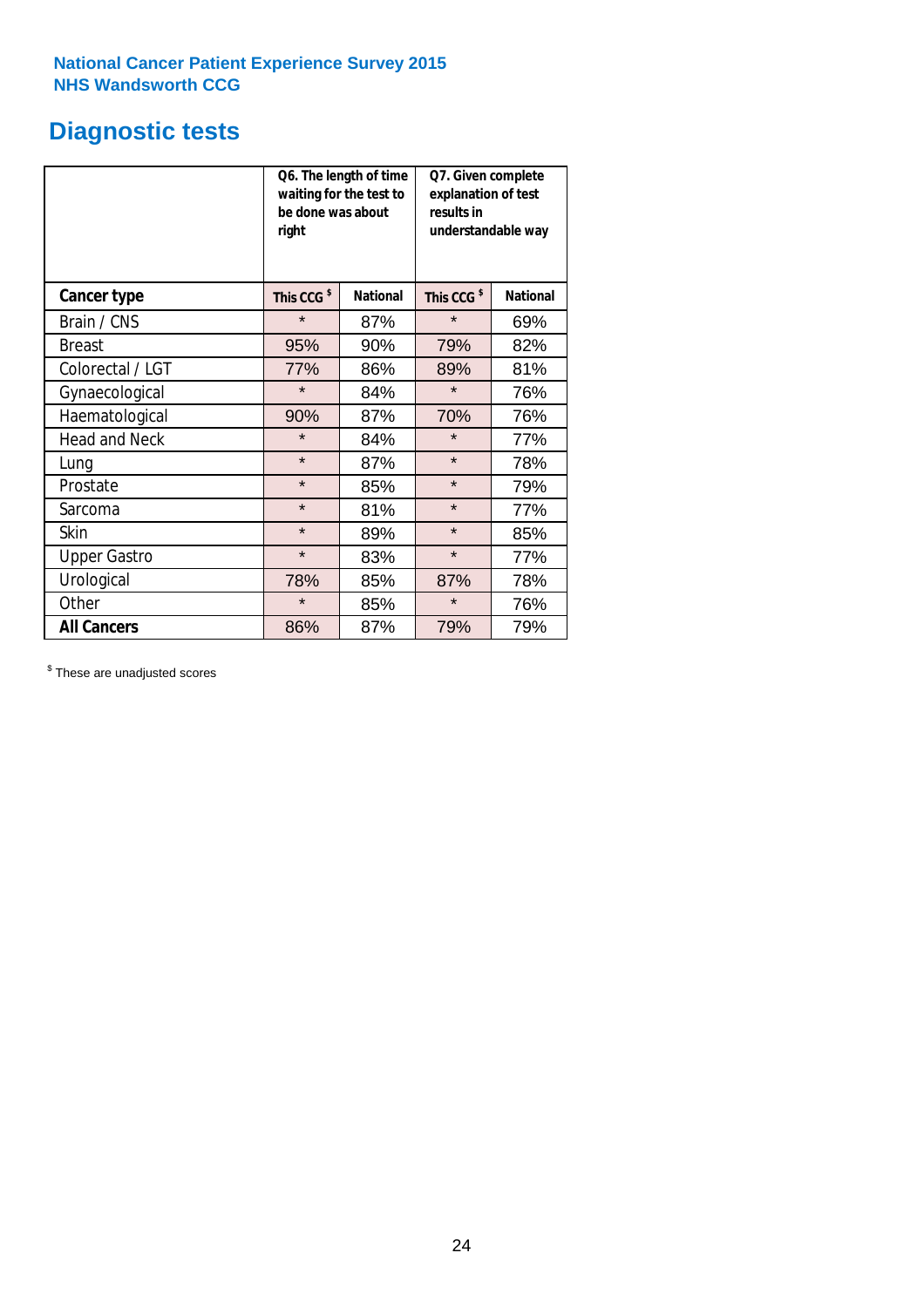National Cancer Patient Experience Survey 2015
NHS Wandsworth CCG

# Diagnostic tests

| | Q6. The length of time waiting for the test to be done was about right | | Q7. Given complete explanation of test results in understandable way | |
|---|---|---|---|---|
| **Cancer type** | **This CCG $** | **National** | **This CCG $** | **National** |
| Brain / CNS | * | 87% | * | 69% |
| Breast | 95% | 90% | 79% | 82% |
| Colorectal / LGT | 77% | 86% | 89% | 81% |
| Gynaecological | * | 84% | * | 76% |
| Haematological | 90% | 87% | 70% | 76% |
| Head and Neck | * | 84% | * | 77% |
| Lung | * | 87% | * | 78% |
| Prostate | * | 85% | * | 79% |
| Sarcoma | * | 81% | * | 77% |
| Skin | * | 89% | * | 85% |
| Upper Gastro | * | 83% | * | 77% |
| Urological | 78% | 85% | 87% | 78% |
| Other | * | 85% | * | 76% |
| **All Cancers** | 86% | 87% | 79% | 79% |

$ These are unadjusted scores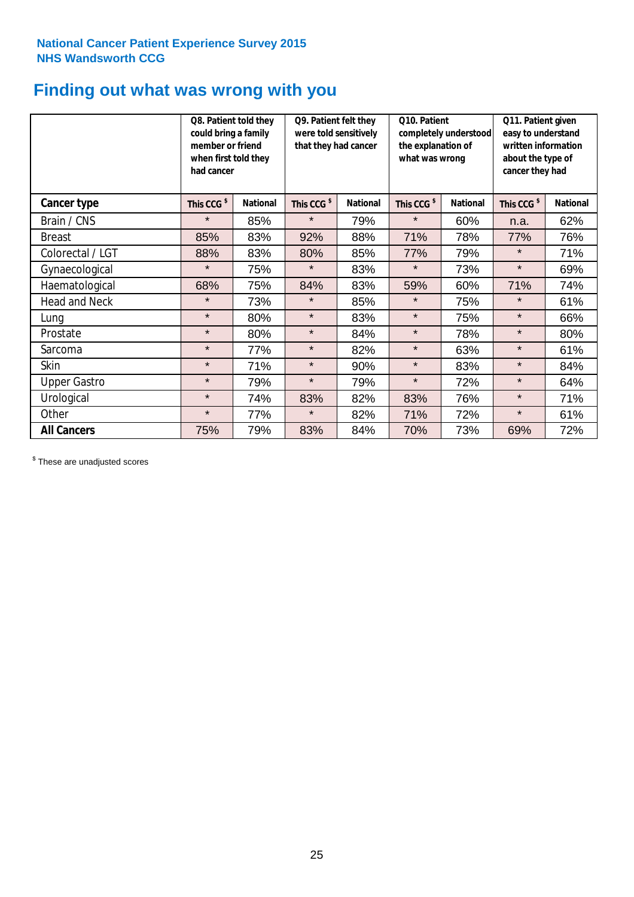National Cancer Patient Experience Survey 2015
NHS Wandsworth CCG

# Finding out what was wrong with you

| | Q8. Patient told they could bring a family member or friend when first told they had cancer | | Q9. Patient felt they were told sensitively that they had cancer | | Q10. Patient completely understood the explanation of what was wrong | | Q11. Patient given easy to understand written information about the type of cancer they had | |
|---|---|---|---|---|---|---|---|---|
| **Cancer type** | This CCG $ | National | This CCG $ | National | This CCG $ | National | This CCG $ | National |
| Brain / CNS | * | 85% | * | 79% | * | 60% | n.a. | 62% |
| Breast | 85% | 83% | 92% | 88% | 71% | 78% | 77% | 76% |
| Colorectal / LGT | 88% | 83% | 80% | 85% | 77% | 79% | * | 71% |
| Gynaecological | * | 75% | * | 83% | * | 73% | * | 69% |
| Haematological | 68% | 75% | 84% | 83% | 59% | 60% | 71% | 74% |
| Head and Neck | * | 73% | * | 85% | * | 75% | * | 61% |
| Lung | * | 80% | * | 83% | * | 75% | * | 66% |
| Prostate | * | 80% | * | 84% | * | 78% | * | 80% |
| Sarcoma | * | 77% | * | 82% | * | 63% | * | 61% |
| Skin | * | 71% | * | 90% | * | 83% | * | 84% |
| Upper Gastro | * | 79% | * | 79% | * | 72% | * | 64% |
| Urological | * | 74% | 83% | 82% | 83% | 76% | * | 71% |
| Other | * | 77% | * | 82% | 71% | 72% | * | 61% |
| **All Cancers** | 75% | 79% | 83% | 84% | 70% | 73% | 69% | 72% |

$ These are unadjusted scores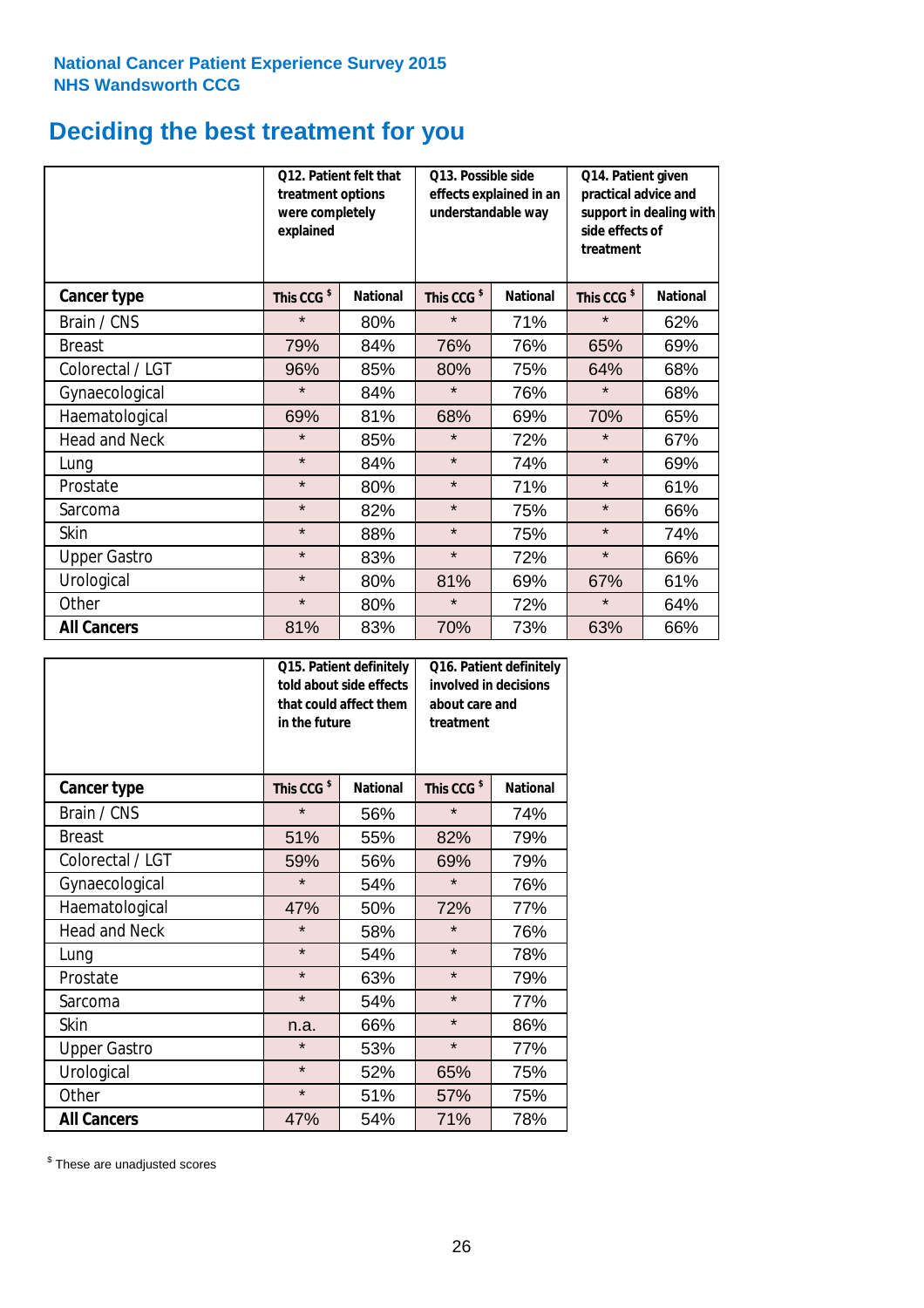National Cancer Patient Experience Survey 2015
NHS Wandsworth CCG

# Deciding the best treatment for you

| | Q12. Patient felt that treatment options were completely explained | | Q13. Possible side effects explained in an understandable way | | Q14. Patient given practical advice and support in dealing with side effects of treatment | |
|---|---|---|---|---|---|---|
| **Cancer type** | This CCG $ | National | This CCG $ | National | This CCG $ | National |
| Brain / CNS | * | 80% | * | 71% | * | 62% |
| Breast | 79% | 84% | 76% | 76% | 65% | 69% |
| Colorectal / LGT | 96% | 85% | 80% | 75% | 64% | 68% |
| Gynaecological | * | 84% | * | 76% | * | 68% |
| Haematological | 69% | 81% | 68% | 69% | 70% | 65% |
| Head and Neck | * | 85% | * | 72% | * | 67% |
| Lung | * | 84% | * | 74% | * | 69% |
| Prostate | * | 80% | * | 71% | * | 61% |
| Sarcoma | * | 82% | * | 75% | * | 66% |
| Skin | * | 88% | * | 75% | * | 74% |
| Upper Gastro | * | 83% | * | 72% | * | 66% |
| Urological | * | 80% | 81% | 69% | 67% | 61% |
| Other | * | 80% | * | 72% | * | 64% |
| **All Cancers** | 81% | 83% | 70% | 73% | 63% | 66% |

| | Q15. Patient definitely told about side effects that could affect them in the future | | Q16. Patient definitely involved in decisions about care and treatment | |
|---|---|---|---|---|
| **Cancer type** | This CCG $ | National | This CCG $ | National |
| Brain / CNS | * | 56% | * | 74% |
| Breast | 51% | 55% | 82% | 79% |
| Colorectal / LGT | 59% | 56% | 69% | 79% |
| Gynaecological | * | 54% | * | 76% |
| Haematological | 47% | 50% | 72% | 77% |
| Head and Neck | * | 58% | * | 76% |
| Lung | * | 54% | * | 78% |
| Prostate | * | 63% | * | 79% |
| Sarcoma | * | 54% | * | 77% |
| Skin | n.a. | 66% | * | 86% |
| Upper Gastro | * | 53% | * | 77% |
| Urological | * | 52% | 65% | 75% |
| Other | * | 51% | 57% | 75% |
| **All Cancers** | 47% | 54% | 71% | 78% |

$ These are unadjusted scores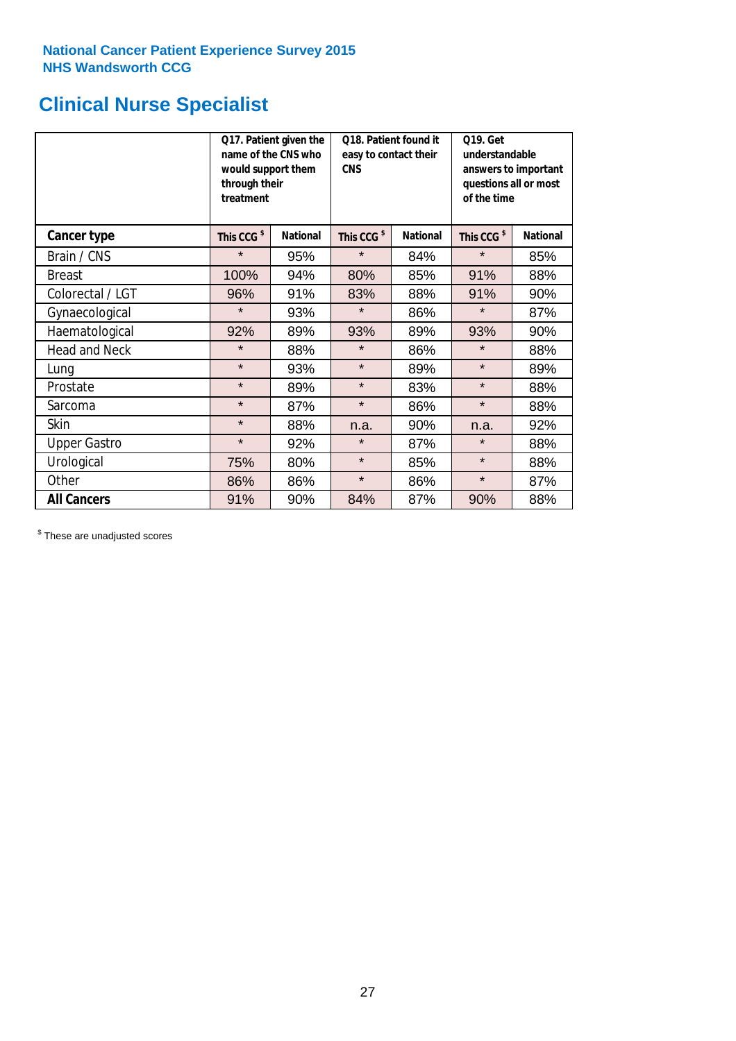National Cancer Patient Experience Survey 2015
NHS Wandsworth CCG

# Clinical Nurse Specialist

| | Q17. Patient given the name of the CNS who would support them through their treatment | | Q18. Patient found it easy to contact their CNS | | Q19. Get understandable answers to important questions all or most of the time | |
|---|---|---|---|---|---|---|
| **Cancer type** | **This CCG $** | **National** | **This CCG $** | **National** | **This CCG $** | **National** |
| Brain / CNS | * | 95% | * | 84% | * | 85% |
| Breast | 100% | 94% | 80% | 85% | 91% | 88% |
| Colorectal / LGT | 96% | 91% | 83% | 88% | 91% | 90% |
| Gynaecological | * | 93% | * | 86% | * | 87% |
| Haematological | 92% | 89% | 93% | 89% | 93% | 90% |
| Head and Neck | * | 88% | * | 86% | * | 88% |
| Lung | * | 93% | * | 89% | * | 89% |
| Prostate | * | 89% | * | 83% | * | 88% |
| Sarcoma | * | 87% | * | 86% | * | 88% |
| Skin | * | 88% | n.a. | 90% | n.a. | 92% |
| Upper Gastro | * | 92% | * | 87% | * | 88% |
| Urological | 75% | 80% | * | 85% | * | 88% |
| Other | 86% | 86% | * | 86% | * | 87% |
| **All Cancers** | 91% | 90% | 84% | 87% | 90% | 88% |

$ These are unadjusted scores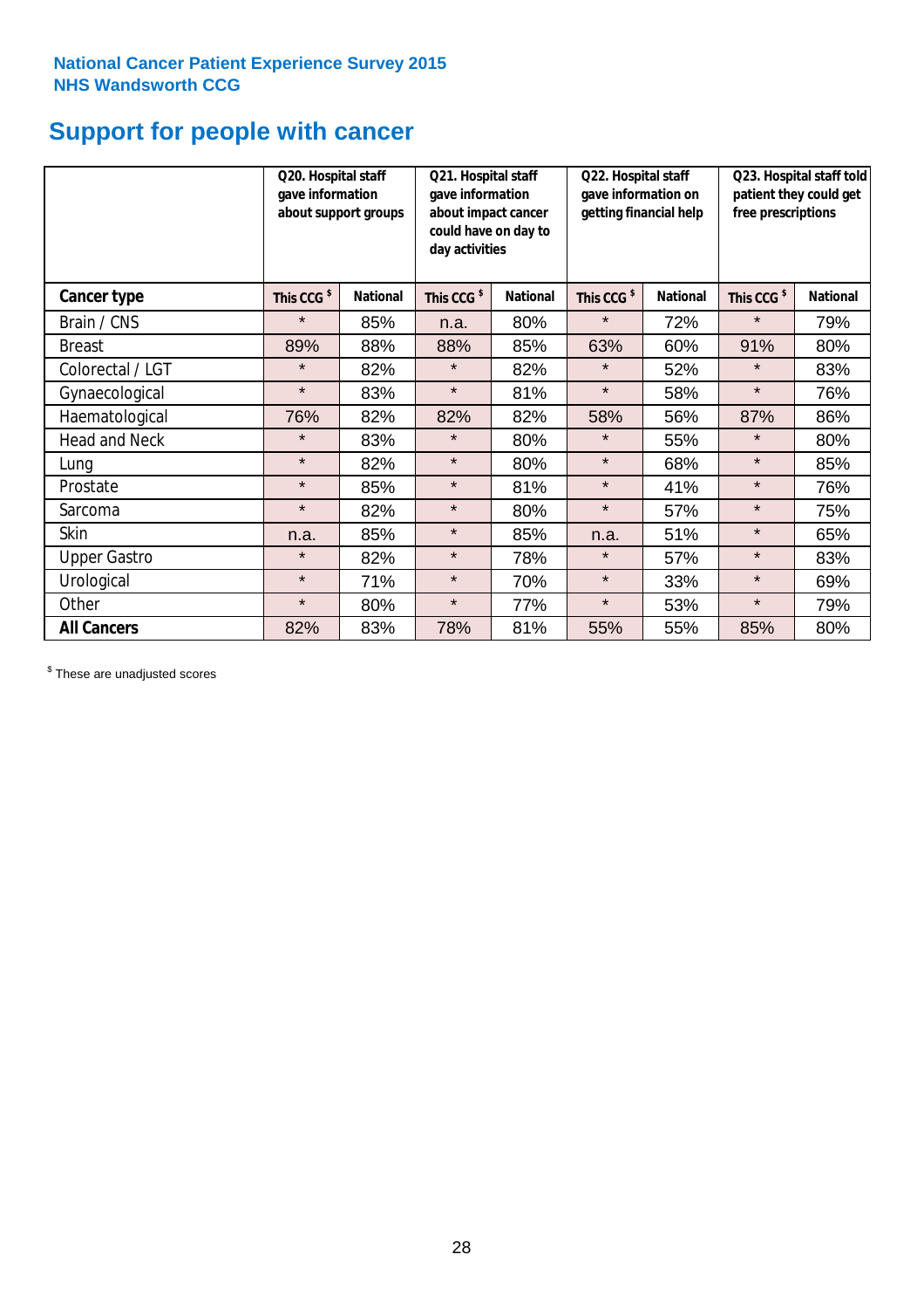**National Cancer Patient Experience Survey 2015**
**NHS Wandsworth CCG**

# Support for people with cancer

| | Q20. Hospital staff gave information about support groups | | Q21. Hospital staff gave information about impact cancer could have on day to day activities | | Q22. Hospital staff gave information on getting financial help | | Q23. Hospital staff told patient they could get free prescriptions | |
|---|---|---|---|---|---|---|---|---|
| **Cancer type** | **This CCG $** | **National** | **This CCG $** | **National** | **This CCG $** | **National** | **This CCG $** | **National** |
| Brain / CNS | * | 85% | n.a. | 80% | * | 72% | * | 79% |
| Breast | 89% | 88% | 88% | 85% | 63% | 60% | 91% | 80% |
| Colorectal / LGT | * | 82% | * | 82% | * | 52% | * | 83% |
| Gynaecological | * | 83% | * | 81% | * | 58% | * | 76% |
| Haematological | 76% | 82% | 82% | 82% | 58% | 56% | 87% | 86% |
| Head and Neck | * | 83% | * | 80% | * | 55% | * | 80% |
| Lung | * | 82% | * | 80% | * | 68% | * | 85% |
| Prostate | * | 85% | * | 81% | * | 41% | * | 76% |
| Sarcoma | * | 82% | * | 80% | * | 57% | * | 75% |
| Skin | n.a. | 85% | * | 85% | n.a. | 51% | * | 65% |
| Upper Gastro | * | 82% | * | 78% | * | 57% | * | 83% |
| Urological | * | 71% | * | 70% | * | 33% | * | 69% |
| Other | * | 80% | * | 77% | * | 53% | * | 79% |
| **All Cancers** | 82% | 83% | 78% | 81% | 55% | 55% | 85% | 80% |

$ These are unadjusted scores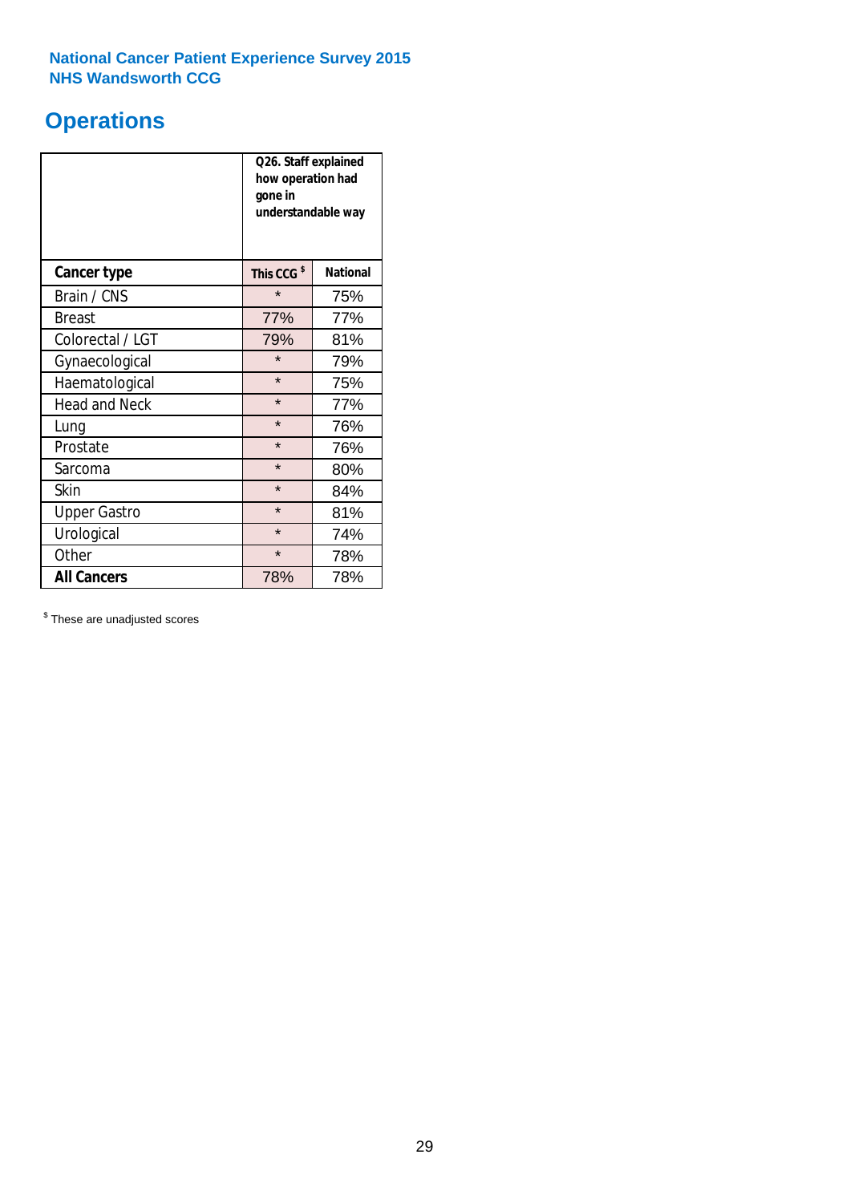**National Cancer Patient Experience Survey 2015**
**NHS Wandsworth CCG**

# Operations

| | Q26. Staff explained how operation had gone in understandable way | |
|---|---|---|
| **Cancer type** | **This CCG [$]** | **National** |
| Brain / CNS | * | 75% |
| Breast | 77% | 77% |
| Colorectal / LGT | 79% | 81% |
| Gynaecological | * | 79% |
| Haematological | * | 75% |
| Head and Neck | * | 77% |
| Lung | * | 76% |
| Prostate | * | 76% |
| Sarcoma | * | 80% |
| Skin | * | 84% |
| Upper Gastro | * | 81% |
| Urological | * | 74% |
| Other | * | 78% |
| **All Cancers** | 78% | 78% |

[$] These are unadjusted scores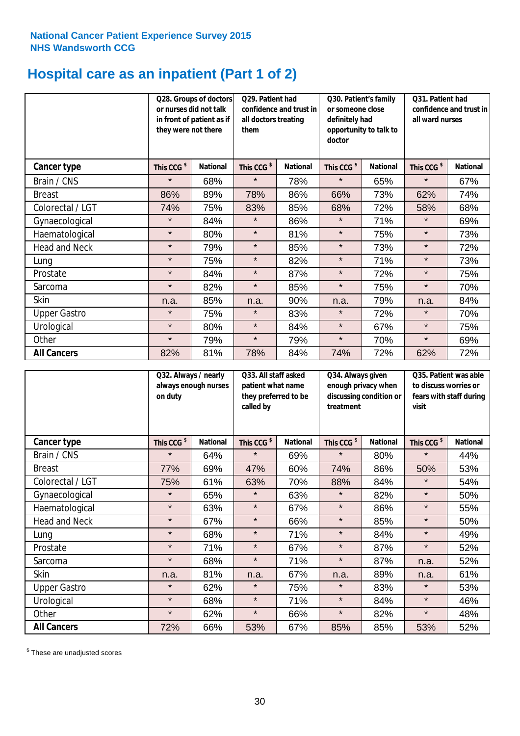**National Cancer Patient Experience Survey 2015**
**NHS Wandsworth CCG**

# Hospital care as an inpatient (Part 1 of 2)

| | Q28. Groups of doctors or nurses did not talk in front of patient as if they were not there | | Q29. Patient had confidence and trust in all doctors treating them | | Q30. Patient's family or someone close definitely had opportunity to talk to doctor | | Q31. Patient had confidence and trust in all ward nurses | |
|---|---|---|---|---|---|---|---|---|
| **Cancer type** | **This CCG $** | **National** | **This CCG $** | **National** | **This CCG $** | **National** | **This CCG $** | **National** |
| Brain / CNS | * | 68% | * | 78% | * | 65% | * | 67% |
| Breast | 86% | 89% | 78% | 86% | 66% | 73% | 62% | 74% |
| Colorectal / LGT | 74% | 75% | 83% | 85% | 68% | 72% | 58% | 68% |
| Gynaecological | * | 84% | * | 86% | * | 71% | * | 69% |
| Haematological | * | 80% | * | 81% | * | 75% | * | 73% |
| Head and Neck | * | 79% | * | 85% | * | 73% | * | 72% |
| Lung | * | 75% | * | 82% | * | 71% | * | 73% |
| Prostate | * | 84% | * | 87% | * | 72% | * | 75% |
| Sarcoma | * | 82% | * | 85% | * | 75% | * | 70% |
| Skin | n.a. | 85% | n.a. | 90% | n.a. | 79% | n.a. | 84% |
| Upper Gastro | * | 75% | * | 83% | * | 72% | * | 70% |
| Urological | * | 80% | * | 84% | * | 67% | * | 75% |
| Other | * | 79% | * | 79% | * | 70% | * | 69% |
| **All Cancers** | 82% | 81% | 78% | 84% | 74% | 72% | 62% | 72% |

| | Q32. Always / nearly always enough nurses on duty | | Q33. All staff asked patient what name they preferred to be called by | | Q34. Always given enough privacy when discussing condition or treatment | | Q35. Patient was able to discuss worries or fears with staff during visit | |
|---|---|---|---|---|---|---|---|---|
| **Cancer type** | **This CCG $** | **National** | **This CCG $** | **National** | **This CCG $** | **National** | **This CCG $** | **National** |
| Brain / CNS | * | 64% | * | 69% | * | 80% | * | 44% |
| Breast | 77% | 69% | 47% | 60% | 74% | 86% | 50% | 53% |
| Colorectal / LGT | 75% | 61% | 63% | 70% | 88% | 84% | * | 54% |
| Gynaecological | * | 65% | * | 63% | * | 82% | * | 50% |
| Haematological | * | 63% | * | 67% | * | 86% | * | 55% |
| Head and Neck | * | 67% | * | 66% | * | 85% | * | 50% |
| Lung | * | 68% | * | 71% | * | 84% | * | 49% |
| Prostate | * | 71% | * | 67% | * | 87% | * | 52% |
| Sarcoma | * | 68% | * | 71% | * | 87% | n.a. | 52% |
| Skin | n.a. | 81% | n.a. | 67% | n.a. | 89% | n.a. | 61% |
| Upper Gastro | * | 62% | * | 75% | * | 83% | * | 53% |
| Urological | * | 68% | * | 71% | * | 84% | * | 46% |
| Other | * | 62% | * | 66% | * | 82% | * | 48% |
| **All Cancers** | 72% | 66% | 53% | 67% | 85% | 85% | 53% | 52% |

$ These are unadjusted scores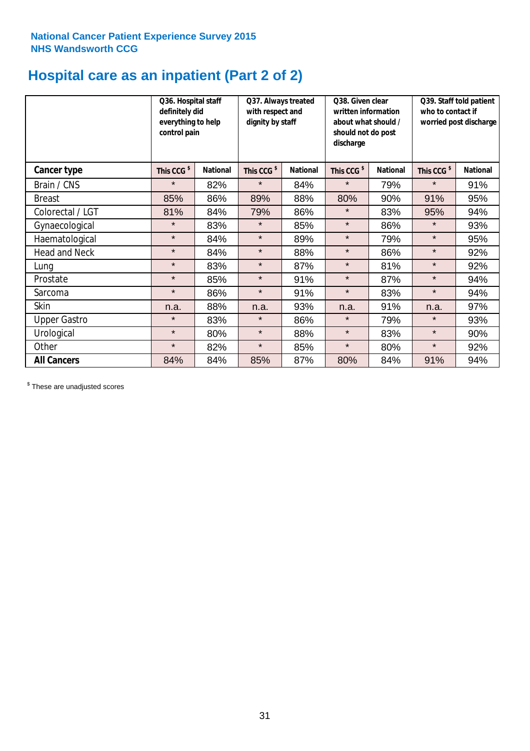National Cancer Patient Experience Survey 2015
NHS Wandsworth CCG

# Hospital care as an inpatient (Part 2 of 2)

| | Q36. Hospital staff definitely did everything to help control pain | | Q37. Always treated with respect and dignity by staff | | Q38. Given clear written information about what should / should not do post discharge | | Q39. Staff told patient who to contact if worried post discharge | |
|---|---|---|---|---|---|---|---|---|
| **Cancer type** | **This CCG $** | **National** | **This CCG $** | **National** | **This CCG $** | **National** | **This CCG $** | **National** |
| Brain / CNS | * | 82% | * | 84% | * | 79% | * | 91% |
| Breast | 85% | 86% | 89% | 88% | 80% | 90% | 91% | 95% |
| Colorectal / LGT | 81% | 84% | 79% | 86% | * | 83% | 95% | 94% |
| Gynaecological | * | 83% | * | 85% | * | 86% | * | 93% |
| Haematological | * | 84% | * | 89% | * | 79% | * | 95% |
| Head and Neck | * | 84% | * | 88% | * | 86% | * | 92% |
| Lung | * | 83% | * | 87% | * | 81% | * | 92% |
| Prostate | * | 85% | * | 91% | * | 87% | * | 94% |
| Sarcoma | * | 86% | * | 91% | * | 83% | * | 94% |
| Skin | n.a. | 88% | n.a. | 93% | n.a. | 91% | n.a. | 97% |
| Upper Gastro | * | 83% | * | 86% | * | 79% | * | 93% |
| Urological | * | 80% | * | 88% | * | 83% | * | 90% |
| Other | * | 82% | * | 85% | * | 80% | * | 92% |
| **All Cancers** | 84% | 84% | 85% | 87% | 80% | 84% | 91% | 94% |

$ These are unadjusted scores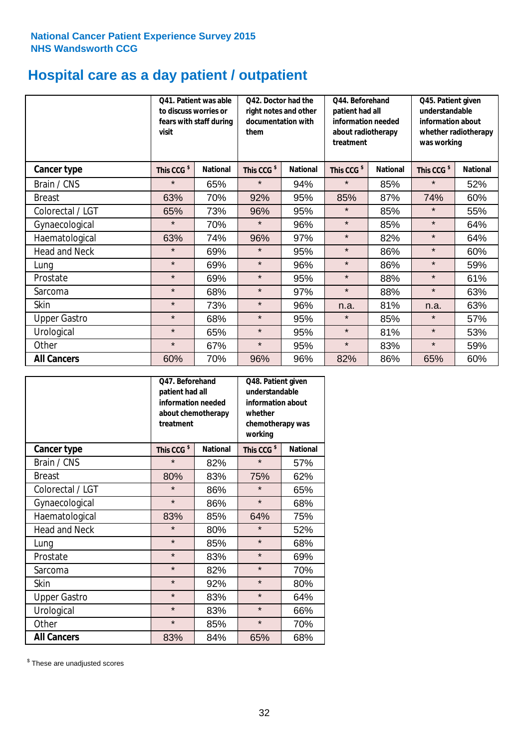National Cancer Patient Experience Survey 2015
NHS Wandsworth CCG

# Hospital care as a day patient / outpatient

| | Q41. Patient was able to discuss worries or fears with staff during visit | | Q42. Doctor had the right notes and other documentation with them | | Q44. Beforehand patient had all information needed about radiotherapy treatment | | Q45. Patient given understandable information about whether radiotherapy was working | |
|---|---|---|---|---|---|---|---|---|
| **Cancer type** | **This CCG $** | **National** | **This CCG $** | **National** | **This CCG $** | **National** | **This CCG $** | **National** |
| Brain / CNS | * | 65% | * | 94% | * | 85% | * | 52% |
| Breast | 63% | 70% | 92% | 95% | 85% | 87% | 74% | 60% |
| Colorectal / LGT | 65% | 73% | 96% | 95% | * | 85% | * | 55% |
| Gynaecological | * | 70% | * | 96% | * | 85% | * | 64% |
| Haematological | 63% | 74% | 96% | 97% | * | 82% | * | 64% |
| Head and Neck | * | 69% | * | 95% | * | 86% | * | 60% |
| Lung | * | 69% | * | 96% | * | 86% | * | 59% |
| Prostate | * | 69% | * | 95% | * | 88% | * | 61% |
| Sarcoma | * | 68% | * | 97% | * | 88% | * | 63% |
| Skin | * | 73% | * | 96% | n.a. | 81% | n.a. | 63% |
| Upper Gastro | * | 68% | * | 95% | * | 85% | * | 57% |
| Urological | * | 65% | * | 95% | * | 81% | * | 53% |
| Other | * | 67% | * | 95% | * | 83% | * | 59% |
| **All Cancers** | 60% | 70% | 96% | 96% | 82% | 86% | 65% | 60% |

| | Q47. Beforehand patient had all information needed about chemotherapy treatment | | Q48. Patient given understandable information about whether chemotherapy was working | |
|---|---|---|---|---|
| **Cancer type** | **This CCG $** | **National** | **This CCG $** | **National** |
| Brain / CNS | * | 82% | * | 57% |
| Breast | 80% | 83% | 75% | 62% |
| Colorectal / LGT | * | 86% | * | 65% |
| Gynaecological | * | 86% | * | 68% |
| Haematological | 83% | 85% | 64% | 75% |
| Head and Neck | * | 80% | * | 52% |
| Lung | * | 85% | * | 68% |
| Prostate | * | 83% | * | 69% |
| Sarcoma | * | 82% | * | 70% |
| Skin | * | 92% | * | 80% |
| Upper Gastro | * | 83% | * | 64% |
| Urological | * | 83% | * | 66% |
| Other | * | 85% | * | 70% |
| **All Cancers** | 83% | 84% | 65% | 68% |

$ These are unadjusted scores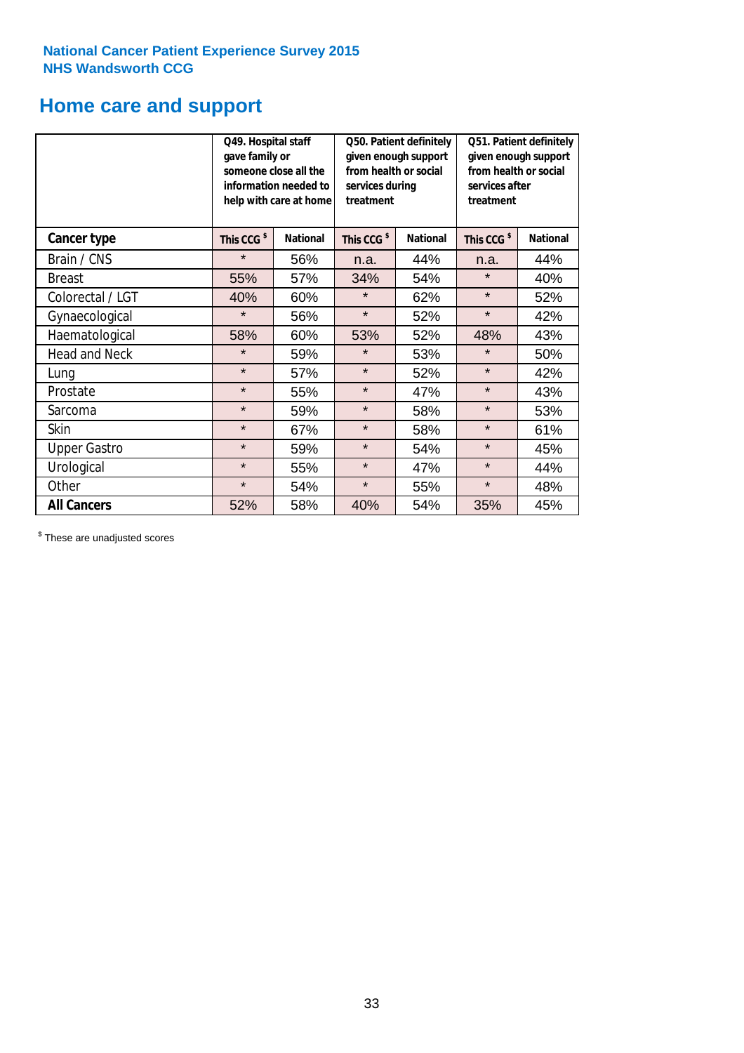National Cancer Patient Experience Survey 2015
NHS Wandsworth CCG

# Home care and support

| | Q49. Hospital staff gave family or someone close all the information needed to help with care at home | | Q50. Patient definitely given enough support from health or social services during treatment | | Q51. Patient definitely given enough support from health or social services after treatment | |
|---|---|---|---|---|---|---|
| **Cancer type** | **This CCG $** | **National** | **This CCG $** | **National** | **This CCG $** | **National** |
| Brain / CNS | * | 56% | n.a. | 44% | n.a. | 44% |
| Breast | 55% | 57% | 34% | 54% | * | 40% |
| Colorectal / LGT | 40% | 60% | * | 62% | * | 52% |
| Gynaecological | * | 56% | * | 52% | * | 42% |
| Haematological | 58% | 60% | 53% | 52% | 48% | 43% |
| Head and Neck | * | 59% | * | 53% | * | 50% |
| Lung | * | 57% | * | 52% | * | 42% |
| Prostate | * | 55% | * | 47% | * | 43% |
| Sarcoma | * | 59% | * | 58% | * | 53% |
| Skin | * | 67% | * | 58% | * | 61% |
| Upper Gastro | * | 59% | * | 54% | * | 45% |
| Urological | * | 55% | * | 47% | * | 44% |
| Other | * | 54% | * | 55% | * | 48% |
| **All Cancers** | 52% | 58% | 40% | 54% | 35% | 45% |

$ These are unadjusted scores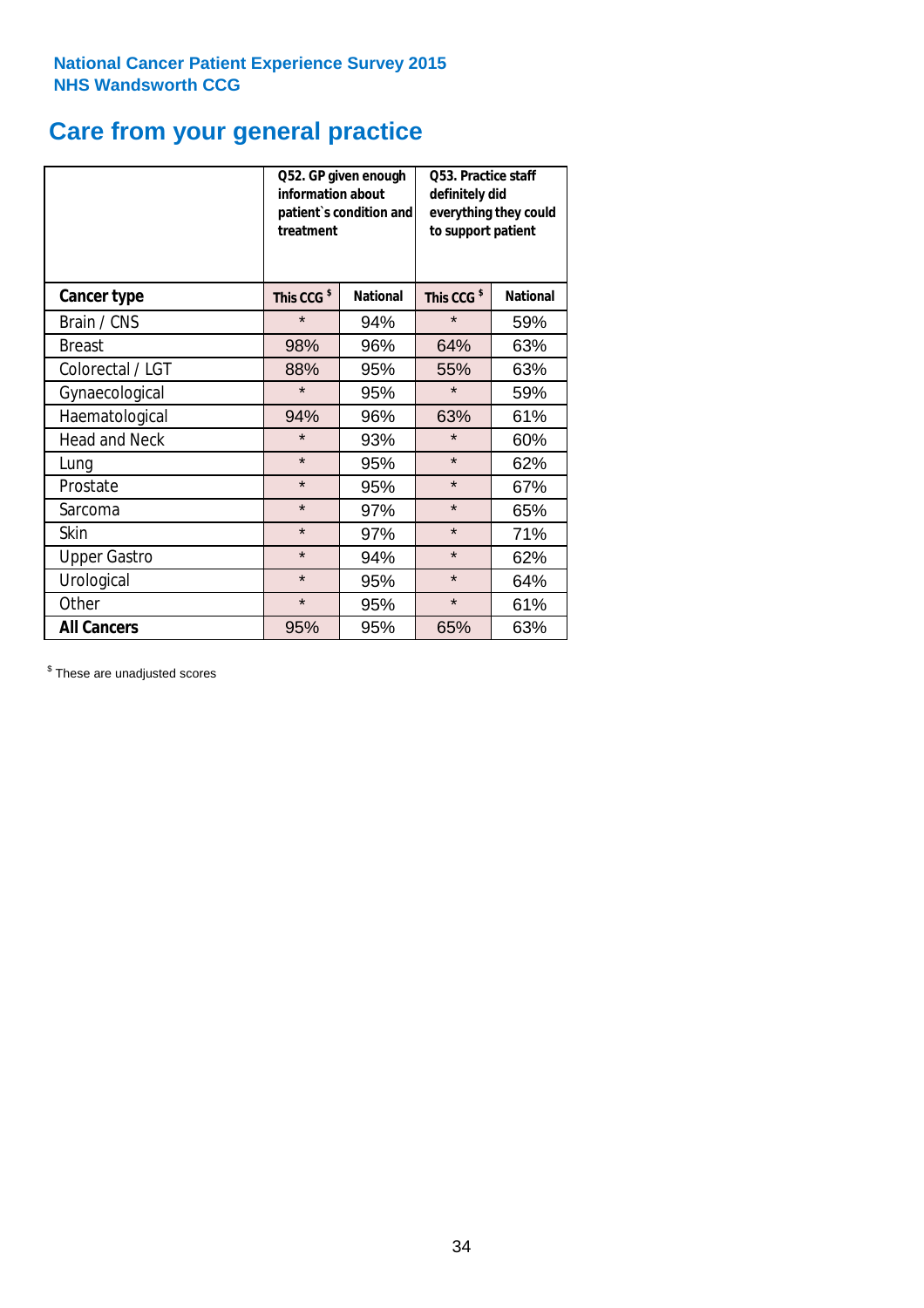National Cancer Patient Experience Survey 2015
NHS Wandsworth CCG

# Care from your general practice

| | Q52. GP given enough information about patient`s condition and treatment | | Q53. Practice staff definitely did everything they could to support patient | |
|---|---|---|---|---|
| **Cancer type** | **This CCG $** | **National** | **This CCG $** | **National** |
| Brain / CNS | * | 94% | * | 59% |
| Breast | 98% | 96% | 64% | 63% |
| Colorectal / LGT | 88% | 95% | 55% | 63% |
| Gynaecological | * | 95% | * | 59% |
| Haematological | 94% | 96% | 63% | 61% |
| Head and Neck | * | 93% | * | 60% |
| Lung | * | 95% | * | 62% |
| Prostate | * | 95% | * | 67% |
| Sarcoma | * | 97% | * | 65% |
| Skin | * | 97% | * | 71% |
| Upper Gastro | * | 94% | * | 62% |
| Urological | * | 95% | * | 64% |
| Other | * | 95% | * | 61% |
| **All Cancers** | 95% | 95% | 65% | 63% |

$ These are unadjusted scores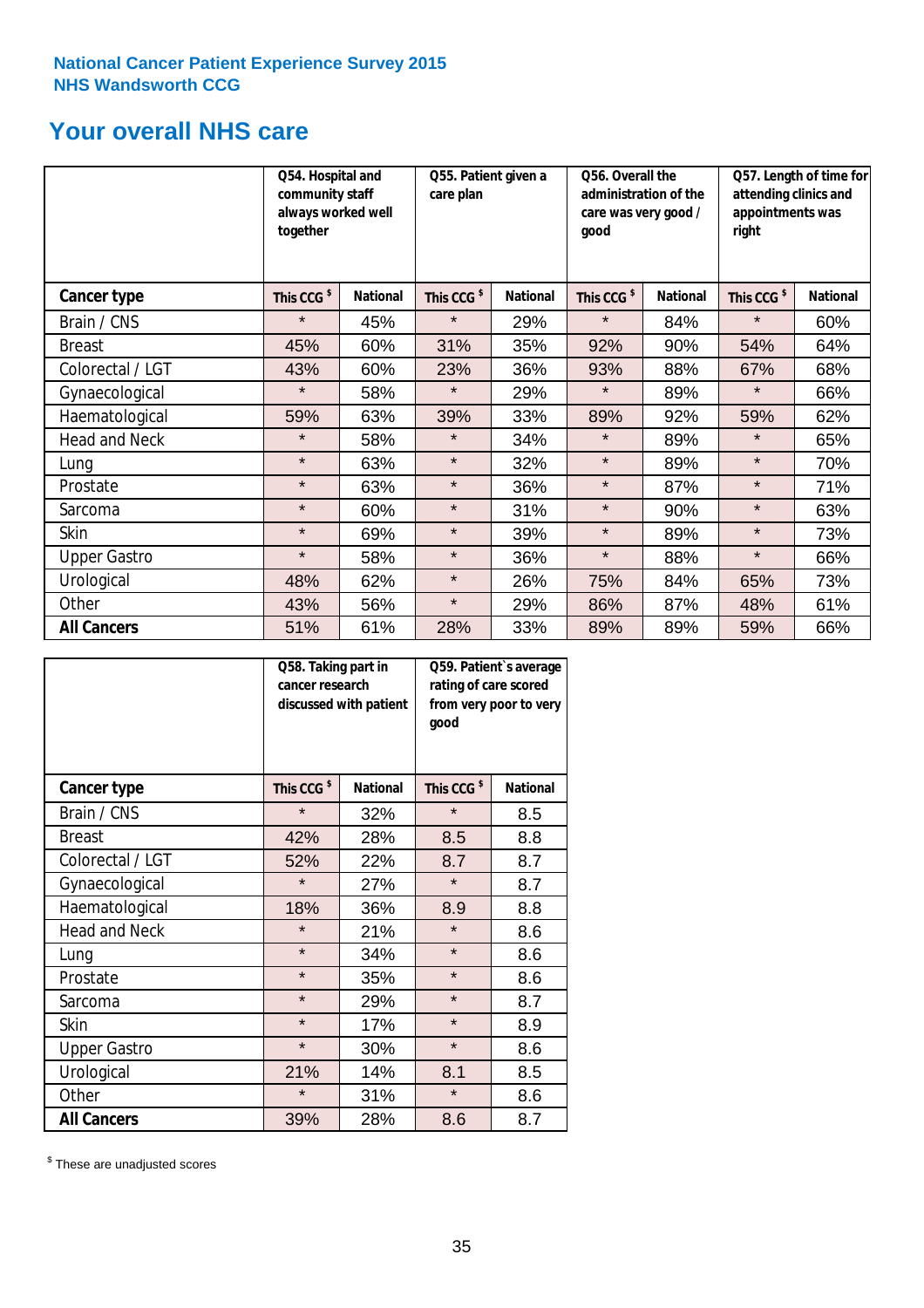National Cancer Patient Experience Survey 2015
NHS Wandsworth CCG

## Your overall NHS care

| | Q54. Hospital and community staff always worked well together | | Q55. Patient given a care plan | | Q56. Overall the administration of the care was very good / good | | Q57. Length of time for attending clinics and appointments was right | |
|---|---|---|---|---|---|---|---|---|
| **Cancer type** | This CCG $ | National | This CCG $ | National | This CCG $ | National | This CCG $ | National |
| Brain / CNS | * | 45% | * | 29% | * | 84% | * | 60% |
| Breast | 45% | 60% | 31% | 35% | 92% | 90% | 54% | 64% |
| Colorectal / LGT | 43% | 60% | 23% | 36% | 93% | 88% | 67% | 68% |
| Gynaecological | * | 58% | * | 29% | * | 89% | * | 66% |
| Haematological | 59% | 63% | 39% | 33% | 89% | 92% | 59% | 62% |
| Head and Neck | * | 58% | * | 34% | * | 89% | * | 65% |
| Lung | * | 63% | * | 32% | * | 89% | * | 70% |
| Prostate | * | 63% | * | 36% | * | 87% | * | 71% |
| Sarcoma | * | 60% | * | 31% | * | 90% | * | 63% |
| Skin | * | 69% | * | 39% | * | 89% | * | 73% |
| Upper Gastro | * | 58% | * | 36% | * | 88% | * | 66% |
| Urological | 48% | 62% | * | 26% | 75% | 84% | 65% | 73% |
| Other | 43% | 56% | * | 29% | 86% | 87% | 48% | 61% |
| **All Cancers** | 51% | 61% | 28% | 33% | 89% | 89% | 59% | 66% |

| | Q58. Taking part in cancer research discussed with patient | | Q59. Patient`s average rating of care scored from very poor to very good | |
|---|---|---|---|---|
| **Cancer type** | This CCG $ | National | This CCG $ | National |
| Brain / CNS | * | 32% | * | 8.5 |
| Breast | 42% | 28% | 8.5 | 8.8 |
| Colorectal / LGT | 52% | 22% | 8.7 | 8.7 |
| Gynaecological | * | 27% | * | 8.7 |
| Haematological | 18% | 36% | 8.9 | 8.8 |
| Head and Neck | * | 21% | * | 8.6 |
| Lung | * | 34% | * | 8.6 |
| Prostate | * | 35% | * | 8.6 |
| Sarcoma | * | 29% | * | 8.7 |
| Skin | * | 17% | * | 8.9 |
| Upper Gastro | * | 30% | * | 8.6 |
| Urological | 21% | 14% | 8.1 | 8.5 |
| Other | * | 31% | * | 8.6 |
| **All Cancers** | 39% | 28% | 8.6 | 8.7 |

$ These are unadjusted scores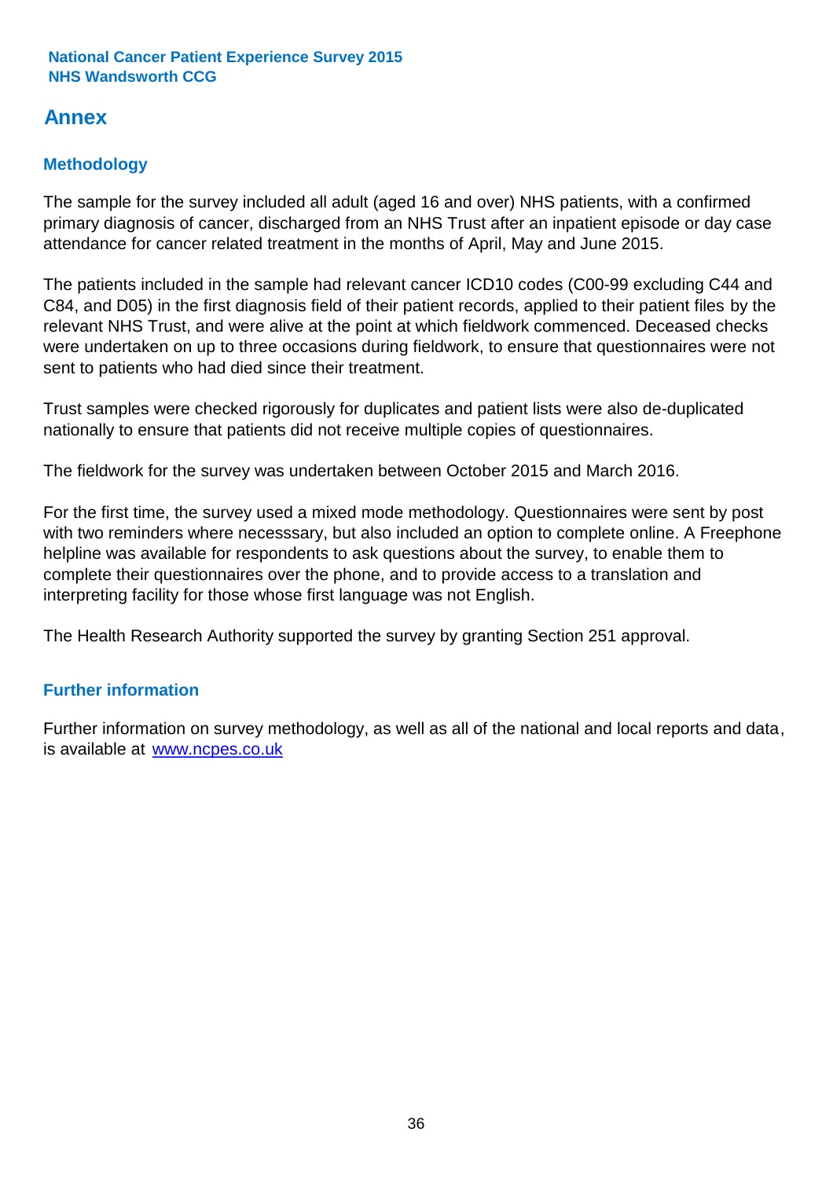## Annex

### Methodology

The sample for the survey included all adult (aged 16 and over) NHS patients, with a confirmed primary diagnosis of cancer, discharged from an NHS Trust after an inpatient episode or day case attendance for cancer related treatment in the months of April, May and June 2015.

The patients included in the sample had relevant cancer ICD10 codes (C00-99 excluding C44 and C84, and D05) in the first diagnosis field of their patient records, applied to their patient files by the relevant NHS Trust, and were alive at the point at which fieldwork commenced. Deceased checks were undertaken on up to three occasions during fieldwork, to ensure that questionnaires were not sent to patients who had died since their treatment.

Trust samples were checked rigorously for duplicates and patient lists were also de-duplicated nationally to ensure that patients did not receive multiple copies of questionnaires.

The fieldwork for the survey was undertaken between October 2015 and March 2016.

For the first time, the survey used a mixed mode methodology. Questionnaires were sent by post with two reminders where necesssary, but also included an option to complete online. A Freephone helpline was available for respondents to ask questions about the survey, to enable them to complete their questionnaires over the phone, and to provide access to a translation and interpreting facility for those whose first language was not English.

The Health Research Authority supported the survey by granting Section 251 approval.

### Further information

Further information on survey methodology, as well as all of the national and local reports and data, is available at [www.ncpes.co.uk](http://www.ncpes.co.uk)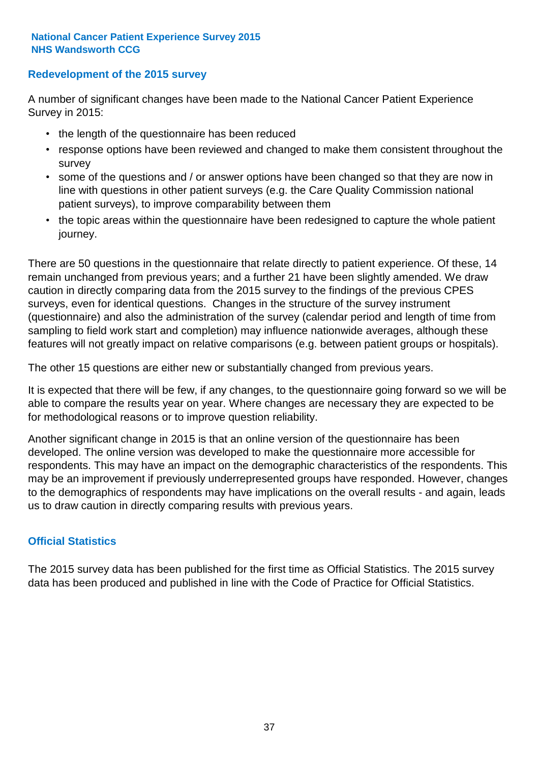## Redevelopment of the 2015 survey

A number of significant changes have been made to the National Cancer Patient Experience Survey in 2015:

- the length of the questionnaire has been reduced
- response options have been reviewed and changed to make them consistent throughout the survey
- some of the questions and / or answer options have been changed so that they are now in line with questions in other patient surveys (e.g. the Care Quality Commission national patient surveys), to improve comparability between them
- the topic areas within the questionnaire have been redesigned to capture the whole patient journey.

There are 50 questions in the questionnaire that relate directly to patient experience. Of these, 14 remain unchanged from previous years; and a further 21 have been slightly amended. We draw caution in directly comparing data from the 2015 survey to the findings of the previous CPES surveys, even for identical questions. Changes in the structure of the survey instrument (questionnaire) and also the administration of the survey (calendar period and length of time from sampling to field work start and completion) may influence nationwide averages, although these features will not greatly impact on relative comparisons (e.g. between patient groups or hospitals).

The other 15 questions are either new or substantially changed from previous years.

It is expected that there will be few, if any changes, to the questionnaire going forward so we will be able to compare the results year on year. Where changes are necessary they are expected to be for methodological reasons or to improve question reliability.

Another significant change in 2015 is that an online version of the questionnaire has been developed. The online version was developed to make the questionnaire more accessible for respondents. This may have an impact on the demographic characteristics of the respondents. This may be an improvement if previously underrepresented groups have responded. However, changes to the demographics of respondents may have implications on the overall results - and again, leads us to draw caution in directly comparing results with previous years.

## Official Statistics

The 2015 survey data has been published for the first time as Official Statistics. The 2015 survey data has been produced and published in line with the Code of Practice for Official Statistics.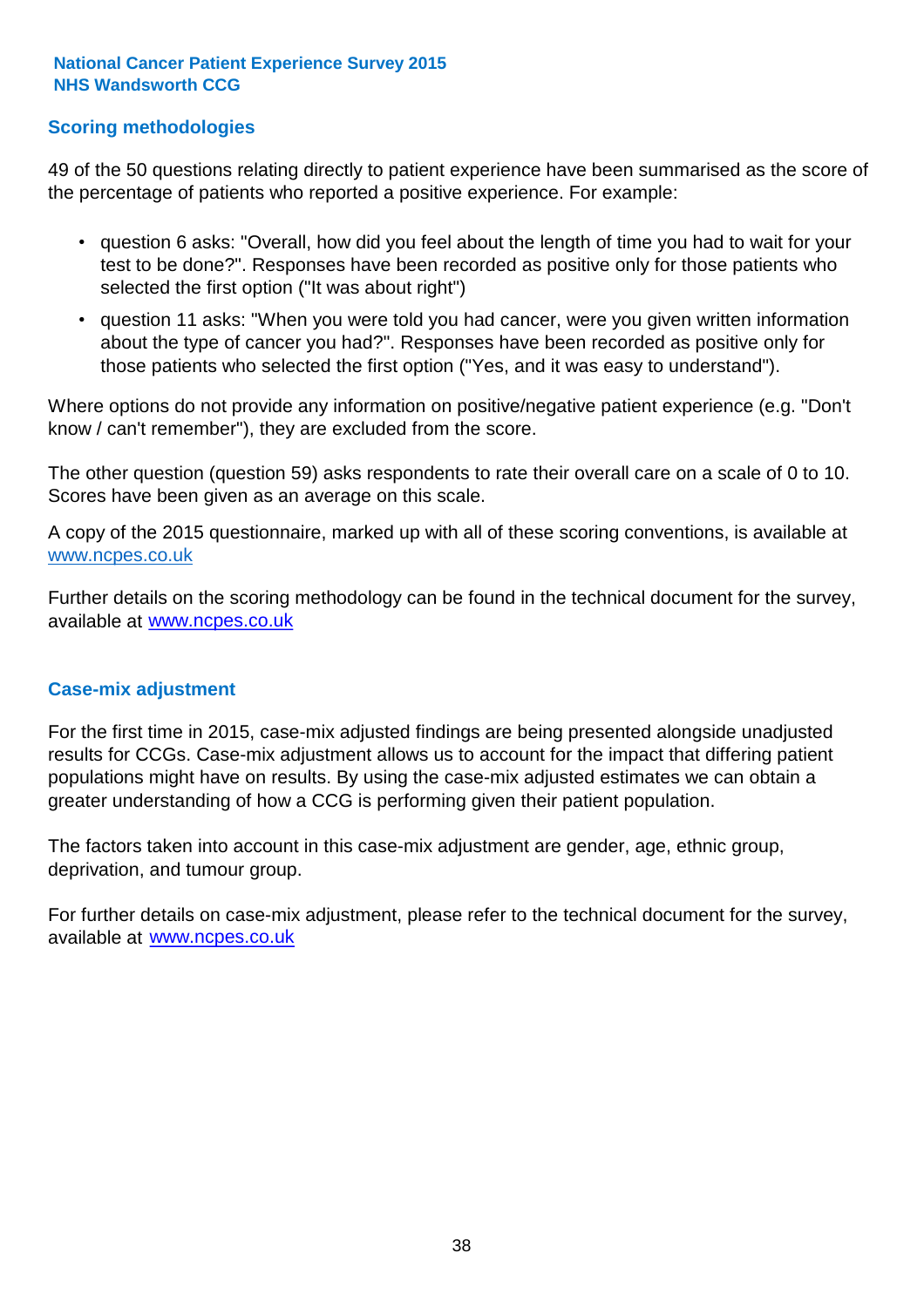## Scoring methodologies

49 of the 50 questions relating directly to patient experience have been summarised as the score of the percentage of patients who reported a positive experience. For example:

- question 6 asks: "Overall, how did you feel about the length of time you had to wait for your test to be done?". Responses have been recorded as positive only for those patients who selected the first option ("It was about right")
- question 11 asks: "When you were told you had cancer, were you given written information about the type of cancer you had?". Responses have been recorded as positive only for those patients who selected the first option ("Yes, and it was easy to understand").

Where options do not provide any information on positive/negative patient experience (e.g. "Don't know / can't remember"), they are excluded from the score.

The other question (question 59) asks respondents to rate their overall care on a scale of 0 to 10. Scores have been given as an average on this scale.

A copy of the 2015 questionnaire, marked up with all of these scoring conventions, is available at www.ncpes.co.uk

Further details on the scoring methodology can be found in the technical document for the survey, available at www.ncpes.co.uk

## Case-mix adjustment

For the first time in 2015, case-mix adjusted findings are being presented alongside unadjusted results for CCGs. Case-mix adjustment allows us to account for the impact that differing patient populations might have on results. By using the case-mix adjusted estimates we can obtain a greater understanding of how a CCG is performing given their patient population.

The factors taken into account in this case-mix adjustment are gender, age, ethnic group, deprivation, and tumour group.

For further details on case-mix adjustment, please refer to the technical document for the survey, available at www.ncpes.co.uk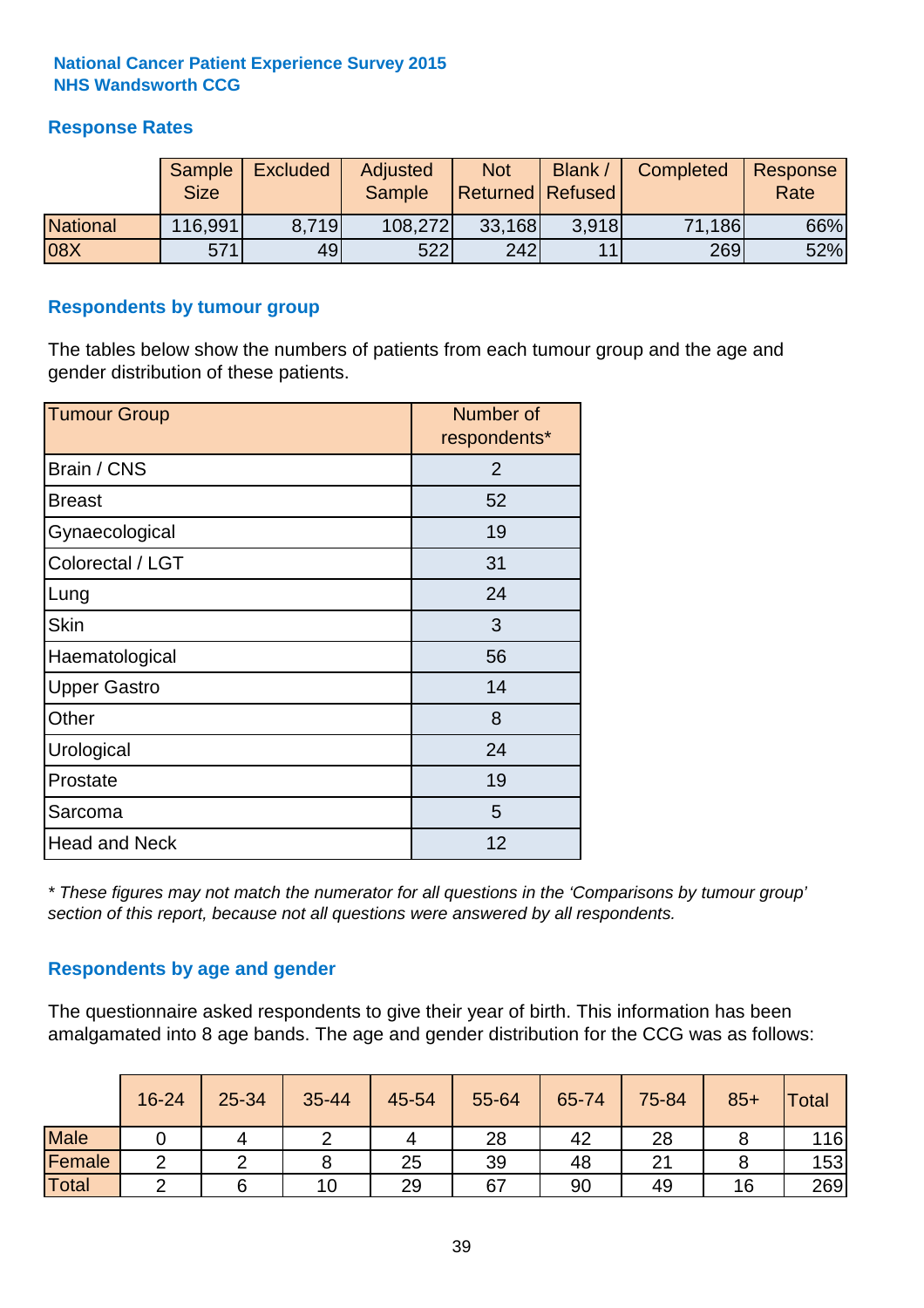**National Cancer Patient Experience Survey 2015**
**NHS Wandsworth CCG**

## Response Rates

| | Sample Size | Excluded | Adjusted Sample | Not Returned | Blank / Refused | Completed | Response Rate |
|---|---|---|---|---|---|---|---|
| National | 116,991 | 8,719 | 108,272 | 33,168 | 3,918 | 71,186 | 66% |
| 08X | 571 | 49 | 522 | 242 | 11 | 269 | 52% |

## Respondents by tumour group

The tables below show the numbers of patients from each tumour group and the age and gender distribution of these patients.

| Tumour Group | Number of respondents* |
|---|---|
| Brain / CNS | 2 |
| Breast | 52 |
| Gynaecological | 19 |
| Colorectal / LGT | 31 |
| Lung | 24 |
| Skin | 3 |
| Haematological | 56 |
| Upper Gastro | 14 |
| Other | 8 |
| Urological | 24 |
| Prostate | 19 |
| Sarcoma | 5 |
| Head and Neck | 12 |

*\* These figures may not match the numerator for all questions in the 'Comparisons by tumour group' section of this report, because not all questions were answered by all respondents.*

## Respondents by age and gender

The questionnaire asked respondents to give their year of birth. This information has been amalgamated into 8 age bands. The age and gender distribution for the CCG was as follows:

| | 16-24 | 25-34 | 35-44 | 45-54 | 55-64 | 65-74 | 75-84 | 85+ | Total |
|---|---|---|---|---|---|---|---|---|---|
| Male | 0 | 4 | 2 | 4 | 28 | 42 | 28 | 8 | 116 |
| Female | 2 | 2 | 8 | 25 | 39 | 48 | 21 | 8 | 153 |
| Total | 2 | 6 | 10 | 29 | 67 | 90 | 49 | 16 | 269 |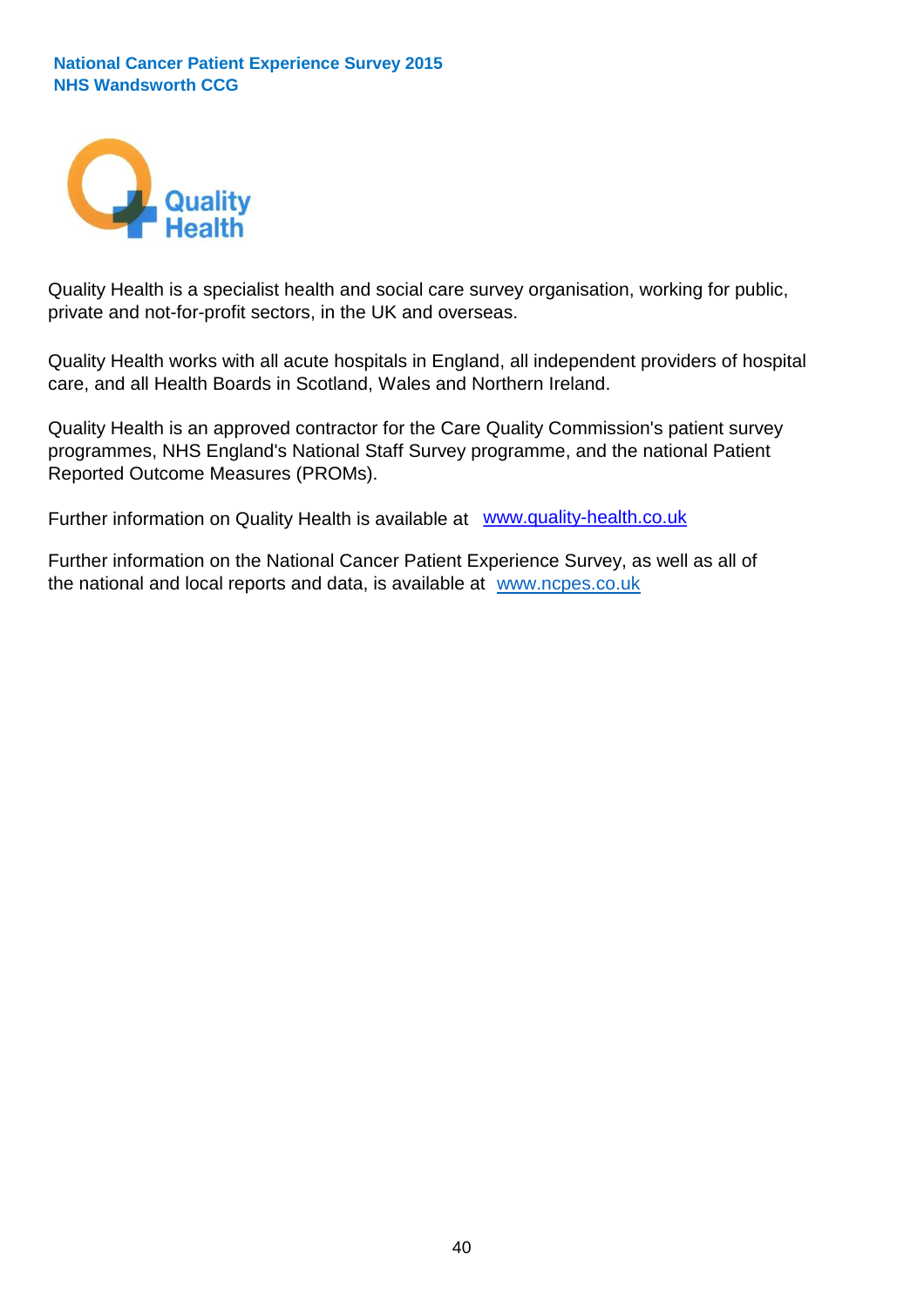**National Cancer Patient Experience Survey 2015**
**NHS Wandsworth CCG**

Quality Health

Quality Health is a specialist health and social care survey organisation, working for public, private and not-for-profit sectors, in the UK and overseas.

Quality Health works with all acute hospitals in England, all independent providers of hospital care, and all Health Boards in Scotland, Wales and Northern Ireland.

Quality Health is an approved contractor for the Care Quality Commission's patient survey programmes, NHS England's National Staff Survey programme, and the national Patient Reported Outcome Measures (PROMs).

Further information on Quality Health is available at [www.quality-health.co.uk](http://www.quality-health.co.uk)

Further information on the National Cancer Patient Experience Survey, as well as all of the national and local reports and data, is available at [www.ncpes.co.uk](http://www.ncpes.co.uk)